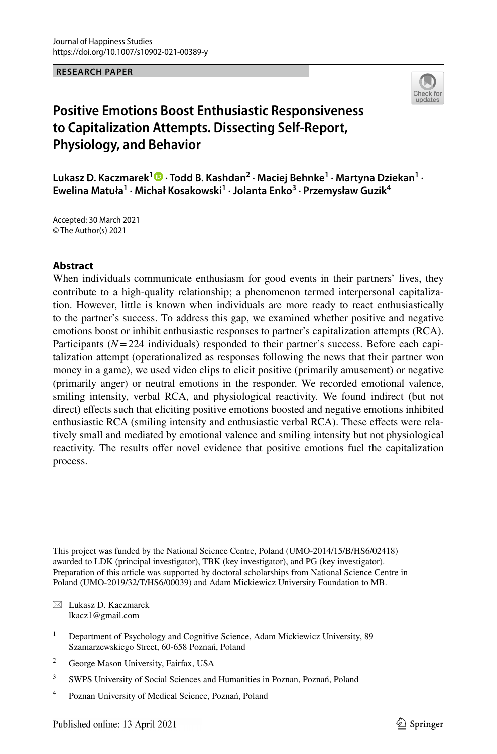Journal of Happiness Studies
https://doi.org/10.1007/s10902-021-00389-y

**RESEARCH PAPER**

# Positive Emotions Boost Enthusiastic Responsiveness to Capitalization Attempts. Dissecting Self-Report, Physiology, and Behavior

**Lukasz D. Kaczmarek[1] · Todd B. Kashdan[2] · Maciej Behnke[1] · Martyna Dziekan[1] · Ewelina Matuła[1] · Michał Kosakowski[1] · Jolanta Enko[3] · Przemysław Guzik[4]**

Accepted: 30 March 2021
© The Author(s) 2021

## Abstract

When individuals communicate enthusiasm for good events in their partners' lives, they contribute to a high-quality relationship; a phenomenon termed interpersonal capitalization. However, little is known when individuals are more ready to react enthusiastically to the partner's success. To address this gap, we examined whether positive and negative emotions boost or inhibit enthusiastic responses to partner's capitalization attempts (RCA). Participants ($N = 224$ individuals) responded to their partner's success. Before each capitalization attempt (operationalized as responses following the news that their partner won money in a game), we used video clips to elicit positive (primarily amusement) or negative (primarily anger) or neutral emotions in the responder. We recorded emotional valence, smiling intensity, verbal RCA, and physiological reactivity. We found indirect (but not direct) effects such that eliciting positive emotions boosted and negative emotions inhibited enthusiastic RCA (smiling intensity and enthusiastic verbal RCA). These effects were relatively small and mediated by emotional valence and smiling intensity but not physiological reactivity. The results offer novel evidence that positive emotions fuel the capitalization process.

---

This project was funded by the National Science Centre, Poland (UMO-2014/15/B/HS6/02418) awarded to LDK (principal investigator), TBK (key investigator), and PG (key investigator). Preparation of this article was supported by doctoral scholarships from National Science Centre in Poland (UMO-2019/32/T/HS6/00039) and Adam Mickiewicz University Foundation to MB.

✉ Lukasz D. Kaczmarek
lkacz1@gmail.com

[1] Department of Psychology and Cognitive Science, Adam Mickiewicz University, 89 Szamarzewskiego Street, 60-658 Poznań, Poland

[2] George Mason University, Fairfax, USA

[3] SWPS University of Social Sciences and Humanities in Poznan, Poznań, Poland

[4] Poznan University of Medical Science, Poznań, Poland

Published online: 13 April 2021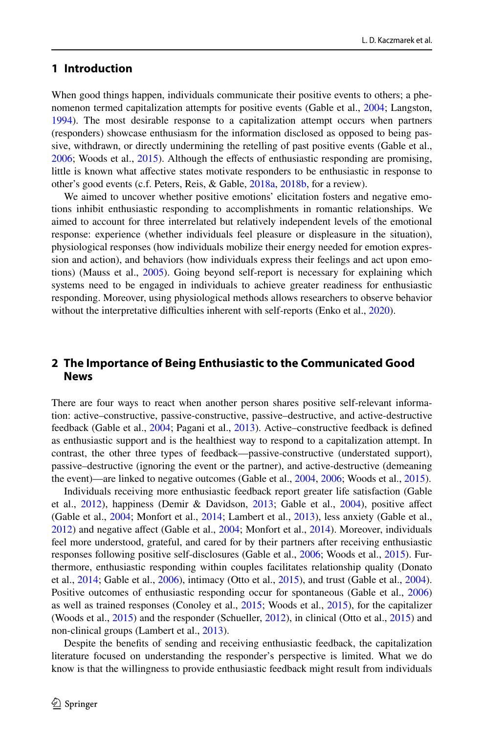## 1 Introduction

When good things happen, individuals communicate their positive events to others; a phenomenon termed capitalization attempts for positive events (Gable et al., 2004; Langston, 1994). The most desirable response to a capitalization attempt occurs when partners (responders) showcase enthusiasm for the information disclosed as opposed to being passive, withdrawn, or directly undermining the retelling of past positive events (Gable et al., 2006; Woods et al., 2015). Although the effects of enthusiastic responding are promising, little is known what affective states motivate responders to be enthusiastic in response to other's good events (c.f. Peters, Reis, & Gable, 2018a, 2018b, for a review).

We aimed to uncover whether positive emotions' elicitation fosters and negative emotions inhibit enthusiastic responding to accomplishments in romantic relationships. We aimed to account for three interrelated but relatively independent levels of the emotional response: experience (whether individuals feel pleasure or displeasure in the situation), physiological responses (how individuals mobilize their energy needed for emotion expression and action), and behaviors (how individuals express their feelings and act upon emotions) (Mauss et al., 2005). Going beyond self-report is necessary for explaining which systems need to be engaged in individuals to achieve greater readiness for enthusiastic responding. Moreover, using physiological methods allows researchers to observe behavior without the interpretative difficulties inherent with self-reports (Enko et al., 2020).

## 2 The Importance of Being Enthusiastic to the Communicated Good News

There are four ways to react when another person shares positive self-relevant information: active–constructive, passive-constructive, passive–destructive, and active-destructive feedback (Gable et al., 2004; Pagani et al., 2013). Active–constructive feedback is defined as enthusiastic support and is the healthiest way to respond to a capitalization attempt. In contrast, the other three types of feedback—passive-constructive (understated support), passive–destructive (ignoring the event or the partner), and active-destructive (demeaning the event)—are linked to negative outcomes (Gable et al., 2004, 2006; Woods et al., 2015).

Individuals receiving more enthusiastic feedback report greater life satisfaction (Gable et al., 2012), happiness (Demir & Davidson, 2013; Gable et al., 2004), positive affect (Gable et al., 2004; Monfort et al., 2014; Lambert et al., 2013), less anxiety (Gable et al., 2012) and negative affect (Gable et al., 2004; Monfort et al., 2014). Moreover, individuals feel more understood, grateful, and cared for by their partners after receiving enthusiastic responses following positive self-disclosures (Gable et al., 2006; Woods et al., 2015). Furthermore, enthusiastic responding within couples facilitates relationship quality (Donato et al., 2014; Gable et al., 2006), intimacy (Otto et al., 2015), and trust (Gable et al., 2004). Positive outcomes of enthusiastic responding occur for spontaneous (Gable et al., 2006) as well as trained responses (Conoley et al., 2015; Woods et al., 2015), for the capitalizer (Woods et al., 2015) and the responder (Schueller, 2012), in clinical (Otto et al., 2015) and non-clinical groups (Lambert et al., 2013).

Despite the benefits of sending and receiving enthusiastic feedback, the capitalization literature focused on understanding the responder's perspective is limited. What we do know is that the willingness to provide enthusiastic feedback might result from individuals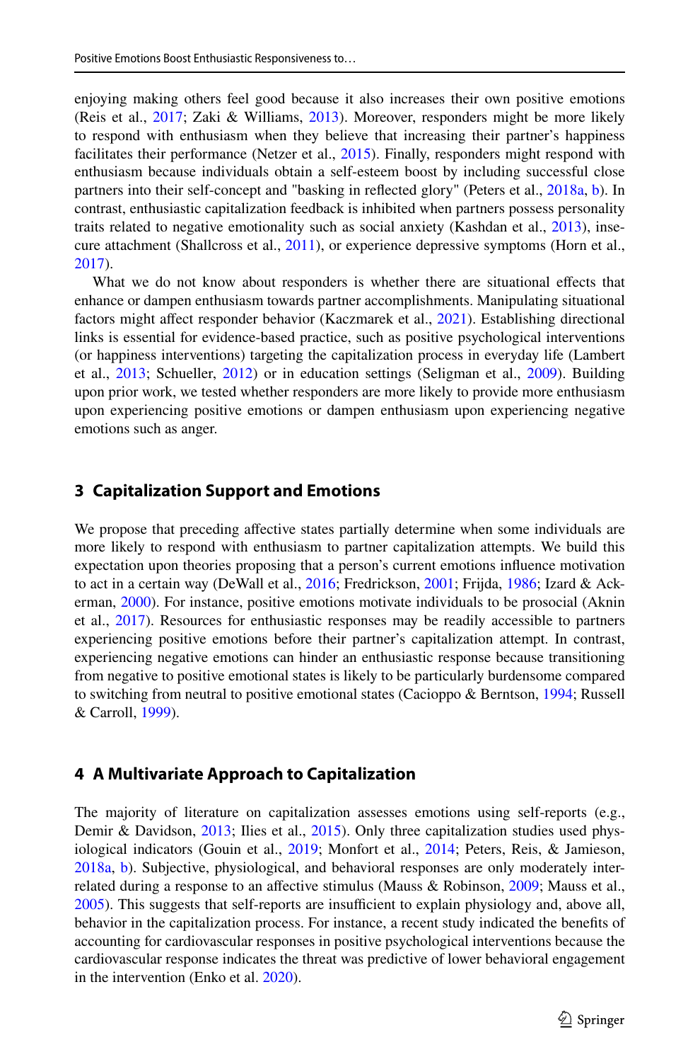enjoying making others feel good because it also increases their own positive emotions (Reis et al., 2017; Zaki & Williams, 2013). Moreover, responders might be more likely to respond with enthusiasm when they believe that increasing their partner's happiness facilitates their performance (Netzer et al., 2015). Finally, responders might respond with enthusiasm because individuals obtain a self-esteem boost by including successful close partners into their self-concept and "basking in reflected glory" (Peters et al., 2018a, b). In contrast, enthusiastic capitalization feedback is inhibited when partners possess personality traits related to negative emotionality such as social anxiety (Kashdan et al., 2013), insecure attachment (Shallcross et al., 2011), or experience depressive symptoms (Horn et al., 2017).

What we do not know about responders is whether there are situational effects that enhance or dampen enthusiasm towards partner accomplishments. Manipulating situational factors might affect responder behavior (Kaczmarek et al., 2021). Establishing directional links is essential for evidence-based practice, such as positive psychological interventions (or happiness interventions) targeting the capitalization process in everyday life (Lambert et al., 2013; Schueller, 2012) or in education settings (Seligman et al., 2009). Building upon prior work, we tested whether responders are more likely to provide more enthusiasm upon experiencing positive emotions or dampen enthusiasm upon experiencing negative emotions such as anger.

## 3 Capitalization Support and Emotions

We propose that preceding affective states partially determine when some individuals are more likely to respond with enthusiasm to partner capitalization attempts. We build this expectation upon theories proposing that a person's current emotions influence motivation to act in a certain way (DeWall et al., 2016; Fredrickson, 2001; Frijda, 1986; Izard & Ackerman, 2000). For instance, positive emotions motivate individuals to be prosocial (Aknin et al., 2017). Resources for enthusiastic responses may be readily accessible to partners experiencing positive emotions before their partner's capitalization attempt. In contrast, experiencing negative emotions can hinder an enthusiastic response because transitioning from negative to positive emotional states is likely to be particularly burdensome compared to switching from neutral to positive emotional states (Cacioppo & Berntson, 1994; Russell & Carroll, 1999).

## 4 A Multivariate Approach to Capitalization

The majority of literature on capitalization assesses emotions using self-reports (e.g., Demir & Davidson, 2013; Ilies et al., 2015). Only three capitalization studies used physiological indicators (Gouin et al., 2019; Monfort et al., 2014; Peters, Reis, & Jamieson, 2018a, b). Subjective, physiological, and behavioral responses are only moderately interrelated during a response to an affective stimulus (Mauss & Robinson, 2009; Mauss et al., 2005). This suggests that self-reports are insufficient to explain physiology and, above all, behavior in the capitalization process. For instance, a recent study indicated the benefits of accounting for cardiovascular responses in positive psychological interventions because the cardiovascular response indicates the threat was predictive of lower behavioral engagement in the intervention (Enko et al. 2020).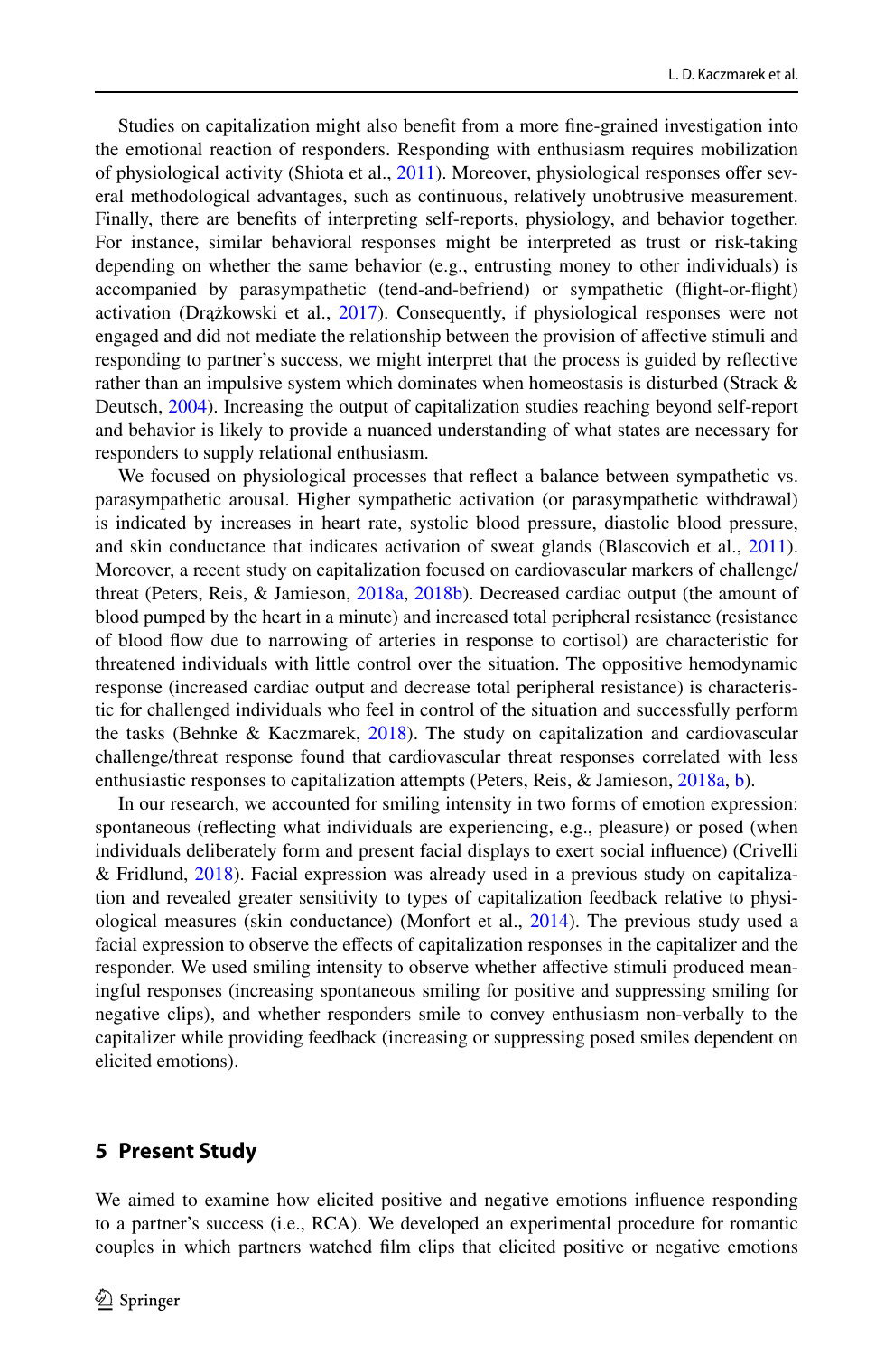Studies on capitalization might also benefit from a more fine-grained investigation into the emotional reaction of responders. Responding with enthusiasm requires mobilization of physiological activity (Shiota et al., 2011). Moreover, physiological responses offer several methodological advantages, such as continuous, relatively unobtrusive measurement. Finally, there are benefits of interpreting self-reports, physiology, and behavior together. For instance, similar behavioral responses might be interpreted as trust or risk-taking depending on whether the same behavior (e.g., entrusting money to other individuals) is accompanied by parasympathetic (tend-and-befriend) or sympathetic (flight-or-flight) activation (Drążkowski et al., 2017). Consequently, if physiological responses were not engaged and did not mediate the relationship between the provision of affective stimuli and responding to partner's success, we might interpret that the process is guided by reflective rather than an impulsive system which dominates when homeostasis is disturbed (Strack & Deutsch, 2004). Increasing the output of capitalization studies reaching beyond self-report and behavior is likely to provide a nuanced understanding of what states are necessary for responders to supply relational enthusiasm.

We focused on physiological processes that reflect a balance between sympathetic vs. parasympathetic arousal. Higher sympathetic activation (or parasympathetic withdrawal) is indicated by increases in heart rate, systolic blood pressure, diastolic blood pressure, and skin conductance that indicates activation of sweat glands (Blascovich et al., 2011). Moreover, a recent study on capitalization focused on cardiovascular markers of challenge/threat (Peters, Reis, & Jamieson, 2018a, 2018b). Decreased cardiac output (the amount of blood pumped by the heart in a minute) and increased total peripheral resistance (resistance of blood flow due to narrowing of arteries in response to cortisol) are characteristic for threatened individuals with little control over the situation. The oppositive hemodynamic response (increased cardiac output and decrease total peripheral resistance) is characteristic for challenged individuals who feel in control of the situation and successfully perform the tasks (Behnke & Kaczmarek, 2018). The study on capitalization and cardiovascular challenge/threat response found that cardiovascular threat responses correlated with less enthusiastic responses to capitalization attempts (Peters, Reis, & Jamieson, 2018a, b).

In our research, we accounted for smiling intensity in two forms of emotion expression: spontaneous (reflecting what individuals are experiencing, e.g., pleasure) or posed (when individuals deliberately form and present facial displays to exert social influence) (Crivelli & Fridlund, 2018). Facial expression was already used in a previous study on capitalization and revealed greater sensitivity to types of capitalization feedback relative to physiological measures (skin conductance) (Monfort et al., 2014). The previous study used a facial expression to observe the effects of capitalization responses in the capitalizer and the responder. We used smiling intensity to observe whether affective stimuli produced meaningful responses (increasing spontaneous smiling for positive and suppressing smiling for negative clips), and whether responders smile to convey enthusiasm non-verbally to the capitalizer while providing feedback (increasing or suppressing posed smiles dependent on elicited emotions).

## 5 Present Study

We aimed to examine how elicited positive and negative emotions influence responding to a partner's success (i.e., RCA). We developed an experimental procedure for romantic couples in which partners watched film clips that elicited positive or negative emotions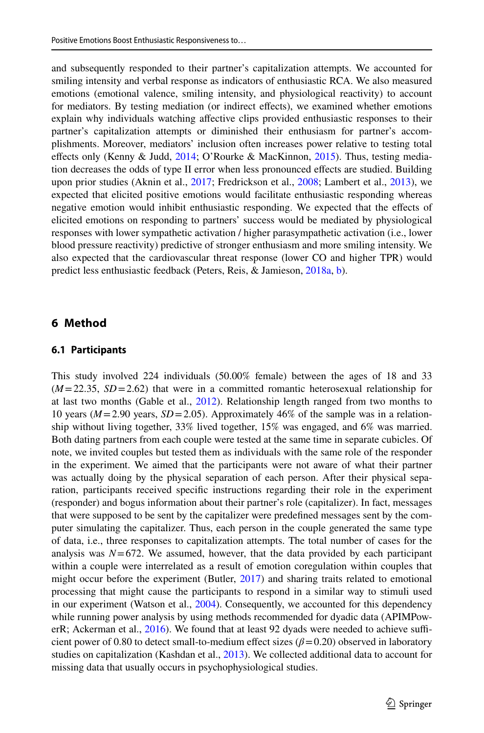and subsequently responded to their partner's capitalization attempts. We accounted for smiling intensity and verbal response as indicators of enthusiastic RCA. We also measured emotions (emotional valence, smiling intensity, and physiological reactivity) to account for mediators. By testing mediation (or indirect effects), we examined whether emotions explain why individuals watching affective clips provided enthusiastic responses to their partner's capitalization attempts or diminished their enthusiasm for partner's accomplishments. Moreover, mediators' inclusion often increases power relative to testing total effects only (Kenny & Judd, 2014; O'Rourke & MacKinnon, 2015). Thus, testing mediation decreases the odds of type II error when less pronounced effects are studied. Building upon prior studies (Aknin et al., 2017; Fredrickson et al., 2008; Lambert et al., 2013), we expected that elicited positive emotions would facilitate enthusiastic responding whereas negative emotion would inhibit enthusiastic responding. We expected that the effects of elicited emotions on responding to partners' success would be mediated by physiological responses with lower sympathetic activation / higher parasympathetic activation (i.e., lower blood pressure reactivity) predictive of stronger enthusiasm and more smiling intensity. We also expected that the cardiovascular threat response (lower CO and higher TPR) would predict less enthusiastic feedback (Peters, Reis, & Jamieson, 2018a, b).

## 6 Method

### 6.1 Participants

This study involved 224 individuals (50.00% female) between the ages of 18 and 33 ($M = 22.35$, $SD = 2.62$) that were in a committed romantic heterosexual relationship for at last two months (Gable et al., 2012). Relationship length ranged from two months to 10 years ($M = 2.90$ years, $SD = 2.05$). Approximately 46% of the sample was in a relationship without living together, 33% lived together, 15% was engaged, and 6% was married. Both dating partners from each couple were tested at the same time in separate cubicles. Of note, we invited couples but tested them as individuals with the same role of the responder in the experiment. We aimed that the participants were not aware of what their partner was actually doing by the physical separation of each person. After their physical separation, participants received specific instructions regarding their role in the experiment (responder) and bogus information about their partner's role (capitalizer). In fact, messages that were supposed to be sent by the capitalizer were predefined messages sent by the computer simulating the capitalizer. Thus, each person in the couple generated the same type of data, i.e., three responses to capitalization attempts. The total number of cases for the analysis was $N = 672$. We assumed, however, that the data provided by each participant within a couple were interrelated as a result of emotion coregulation within couples that might occur before the experiment (Butler, 2017) and sharing traits related to emotional processing that might cause the participants to respond in a similar way to stimuli used in our experiment (Watson et al., 2004). Consequently, we accounted for this dependency while running power analysis by using methods recommended for dyadic data (APIMPowerR; Ackerman et al., 2016). We found that at least 92 dyads were needed to achieve sufficient power of 0.80 to detect small-to-medium effect sizes ($\beta = 0.20$) observed in laboratory studies on capitalization (Kashdan et al., 2013). We collected additional data to account for missing data that usually occurs in psychophysiological studies.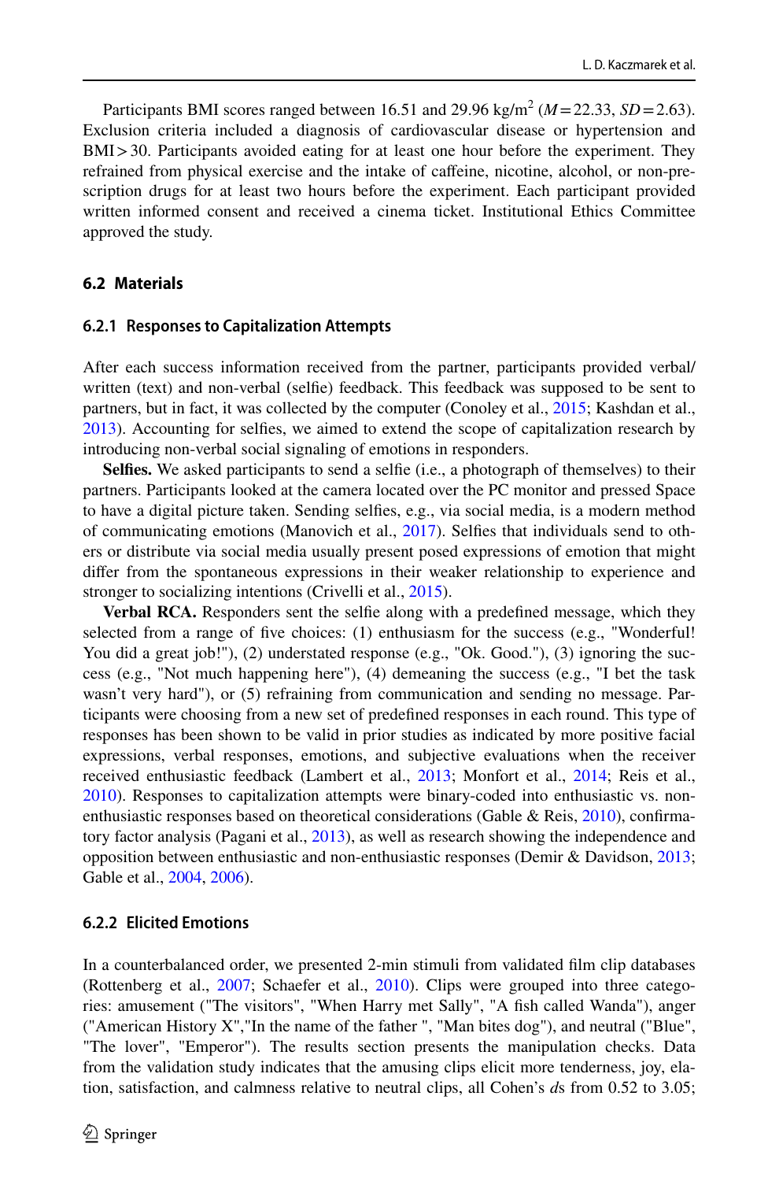Participants BMI scores ranged between 16.51 and 29.96 kg/m$^2$ ($M = 22.33$, $SD = 2.63$). Exclusion criteria included a diagnosis of cardiovascular disease or hypertension and BMI > 30. Participants avoided eating for at least one hour before the experiment. They refrained from physical exercise and the intake of caffeine, nicotine, alcohol, or non-prescription drugs for at least two hours before the experiment. Each participant provided written informed consent and received a cinema ticket. Institutional Ethics Committee approved the study.

## 6.2 Materials

### 6.2.1 Responses to Capitalization Attempts

After each success information received from the partner, participants provided verbal/written (text) and non-verbal (selfie) feedback. This feedback was supposed to be sent to partners, but in fact, it was collected by the computer (Conoley et al., 2015; Kashdan et al., 2013). Accounting for selfies, we aimed to extend the scope of capitalization research by introducing non-verbal social signaling of emotions in responders.

**Selfies.** We asked participants to send a selfie (i.e., a photograph of themselves) to their partners. Participants looked at the camera located over the PC monitor and pressed Space to have a digital picture taken. Sending selfies, e.g., via social media, is a modern method of communicating emotions (Manovich et al., 2017). Selfies that individuals send to others or distribute via social media usually present posed expressions of emotion that might differ from the spontaneous expressions in their weaker relationship to experience and stronger to socializing intentions (Crivelli et al., 2015).

**Verbal RCA.** Responders sent the selfie along with a predefined message, which they selected from a range of five choices: (1) enthusiasm for the success (e.g., "Wonderful! You did a great job!"), (2) understated response (e.g., "Ok. Good."), (3) ignoring the success (e.g., "Not much happening here"), (4) demeaning the success (e.g., "I bet the task wasn't very hard"), or (5) refraining from communication and sending no message. Participants were choosing from a new set of predefined responses in each round. This type of responses has been shown to be valid in prior studies as indicated by more positive facial expressions, verbal responses, emotions, and subjective evaluations when the receiver received enthusiastic feedback (Lambert et al., 2013; Monfort et al., 2014; Reis et al., 2010). Responses to capitalization attempts were binary-coded into enthusiastic vs. non-enthusiastic responses based on theoretical considerations (Gable & Reis, 2010), confirmatory factor analysis (Pagani et al., 2013), as well as research showing the independence and opposition between enthusiastic and non-enthusiastic responses (Demir & Davidson, 2013; Gable et al., 2004, 2006).

### 6.2.2 Elicited Emotions

In a counterbalanced order, we presented 2-min stimuli from validated film clip databases (Rottenberg et al., 2007; Schaefer et al., 2010). Clips were grouped into three categories: amusement ("The visitors", "When Harry met Sally", "A fish called Wanda"), anger ("American History X","In the name of the father ", "Man bites dog"), and neutral ("Blue", "The lover", "Emperor"). The results section presents the manipulation checks. Data from the validation study indicates that the amusing clips elicit more tenderness, joy, elation, satisfaction, and calmness relative to neutral clips, all Cohen's *d*s from 0.52 to 3.05;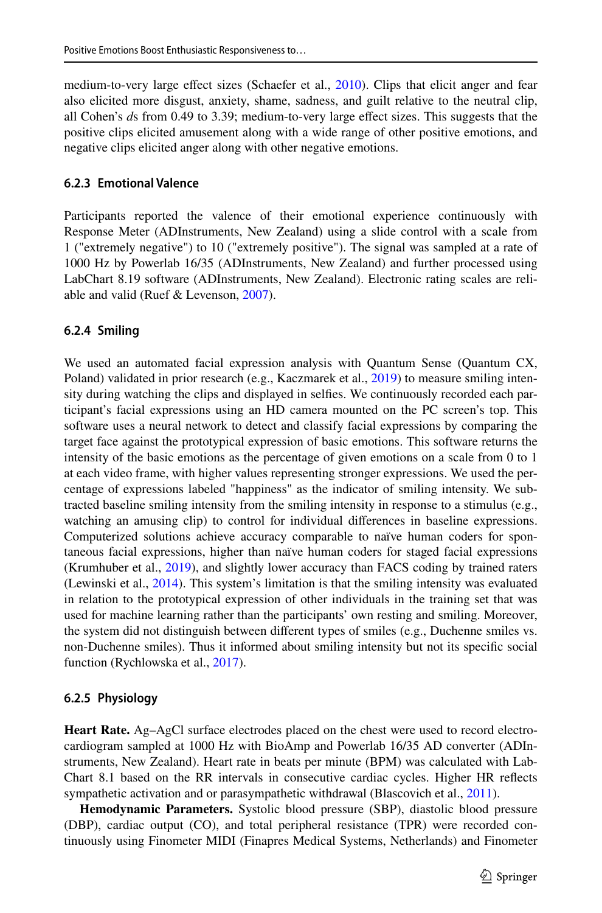medium-to-very large effect sizes (Schaefer et al., 2010). Clips that elicit anger and fear also elicited more disgust, anxiety, shame, sadness, and guilt relative to the neutral clip, all Cohen's *d*s from 0.49 to 3.39; medium-to-very large effect sizes. This suggests that the positive clips elicited amusement along with a wide range of other positive emotions, and negative clips elicited anger along with other negative emotions.

### 6.2.3 Emotional Valence

Participants reported the valence of their emotional experience continuously with Response Meter (ADInstruments, New Zealand) using a slide control with a scale from 1 ("extremely negative") to 10 ("extremely positive"). The signal was sampled at a rate of 1000 Hz by Powerlab 16/35 (ADInstruments, New Zealand) and further processed using LabChart 8.19 software (ADInstruments, New Zealand). Electronic rating scales are reliable and valid (Ruef & Levenson, 2007).

### 6.2.4 Smiling

We used an automated facial expression analysis with Quantum Sense (Quantum CX, Poland) validated in prior research (e.g., Kaczmarek et al., 2019) to measure smiling intensity during watching the clips and displayed in selfies. We continuously recorded each participant's facial expressions using an HD camera mounted on the PC screen's top. This software uses a neural network to detect and classify facial expressions by comparing the target face against the prototypical expression of basic emotions. This software returns the intensity of the basic emotions as the percentage of given emotions on a scale from 0 to 1 at each video frame, with higher values representing stronger expressions. We used the percentage of expressions labeled "happiness" as the indicator of smiling intensity. We subtracted baseline smiling intensity from the smiling intensity in response to a stimulus (e.g., watching an amusing clip) to control for individual differences in baseline expressions. Computerized solutions achieve accuracy comparable to naïve human coders for spontaneous facial expressions, higher than naïve human coders for staged facial expressions (Krumhuber et al., 2019), and slightly lower accuracy than FACS coding by trained raters (Lewinski et al., 2014). This system's limitation is that the smiling intensity was evaluated in relation to the prototypical expression of other individuals in the training set that was used for machine learning rather than the participants' own resting and smiling. Moreover, the system did not distinguish between different types of smiles (e.g., Duchenne smiles vs. non-Duchenne smiles). Thus it informed about smiling intensity but not its specific social function (Rychlowska et al., 2017).

### 6.2.5 Physiology

**Heart Rate.** Ag–AgCl surface electrodes placed on the chest were used to record electrocardiogram sampled at 1000 Hz with BioAmp and Powerlab 16/35 AD converter (ADInstruments, New Zealand). Heart rate in beats per minute (BPM) was calculated with LabChart 8.1 based on the RR intervals in consecutive cardiac cycles. Higher HR reflects sympathetic activation and or parasympathetic withdrawal (Blascovich et al., 2011).

**Hemodynamic Parameters.** Systolic blood pressure (SBP), diastolic blood pressure (DBP), cardiac output (CO), and total peripheral resistance (TPR) were recorded continuously using Finometer MIDI (Finapres Medical Systems, Netherlands) and Finometer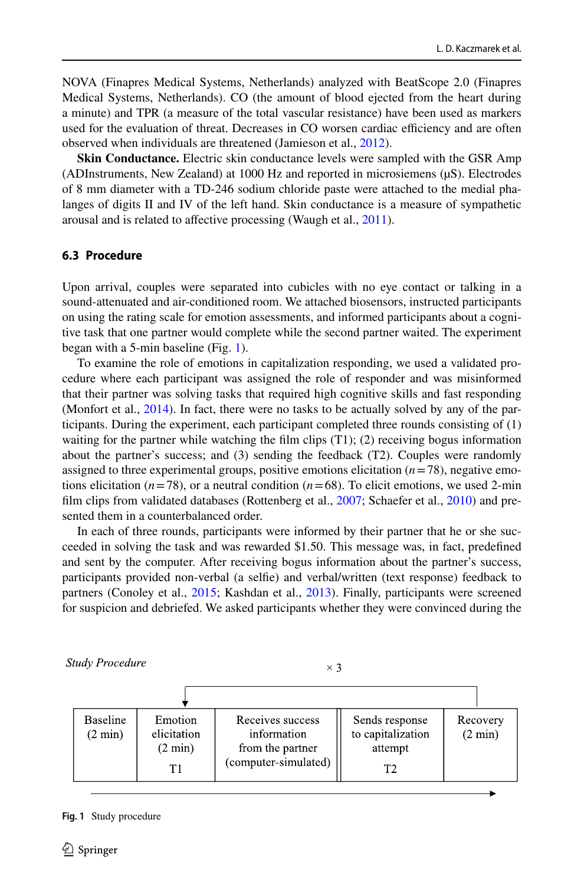NOVA (Finapres Medical Systems, Netherlands) analyzed with BeatScope 2.0 (Finapres Medical Systems, Netherlands). CO (the amount of blood ejected from the heart during a minute) and TPR (a measure of the total vascular resistance) have been used as markers used for the evaluation of threat. Decreases in CO worsen cardiac efficiency and are often observed when individuals are threatened (Jamieson et al., 2012).

**Skin Conductance.** Electric skin conductance levels were sampled with the GSR Amp (ADInstruments, New Zealand) at 1000 Hz and reported in microsiemens (μS). Electrodes of 8 mm diameter with a TD-246 sodium chloride paste were attached to the medial phalanges of digits II and IV of the left hand. Skin conductance is a measure of sympathetic arousal and is related to affective processing (Waugh et al., 2011).

### 6.3 Procedure

Upon arrival, couples were separated into cubicles with no eye contact or talking in a sound-attenuated and air-conditioned room. We attached biosensors, instructed participants on using the rating scale for emotion assessments, and informed participants about a cognitive task that one partner would complete while the second partner waited. The experiment began with a 5-min baseline (Fig. 1).

To examine the role of emotions in capitalization responding, we used a validated procedure where each participant was assigned the role of responder and was misinformed that their partner was solving tasks that required high cognitive skills and fast responding (Monfort et al., 2014). In fact, there were no tasks to be actually solved by any of the participants. During the experiment, each participant completed three rounds consisting of (1) waiting for the partner while watching the film clips (T1); (2) receiving bogus information about the partner's success; and (3) sending the feedback (T2). Couples were randomly assigned to three experimental groups, positive emotions elicitation ($n = 78$), negative emotions elicitation ($n = 78$), or a neutral condition ($n = 68$). To elicit emotions, we used 2-min film clips from validated databases (Rottenberg et al., 2007; Schaefer et al., 2010) and presented them in a counterbalanced order.

In each of three rounds, participants were informed by their partner that he or she succeeded in solving the task and was rewarded $1.50. This message was, in fact, predefined and sent by the computer. After receiving bogus information about the partner's success, participants provided non-verbal (a selfie) and verbal/written (text response) feedback to partners (Conoley et al., 2015; Kashdan et al., 2013). Finally, participants were screened for suspicion and debriefed. We asked participants whether they were convinced during the

*Study Procedure*

× 3

| Baseline (2 min) | Emotion elicitation (2 min) T1 | Receives success information from the partner (computer-simulated) | Sends response to capitalization attempt T2 | Recovery (2 min) |
|---|---|---|---|---|

**Fig. 1** Study procedure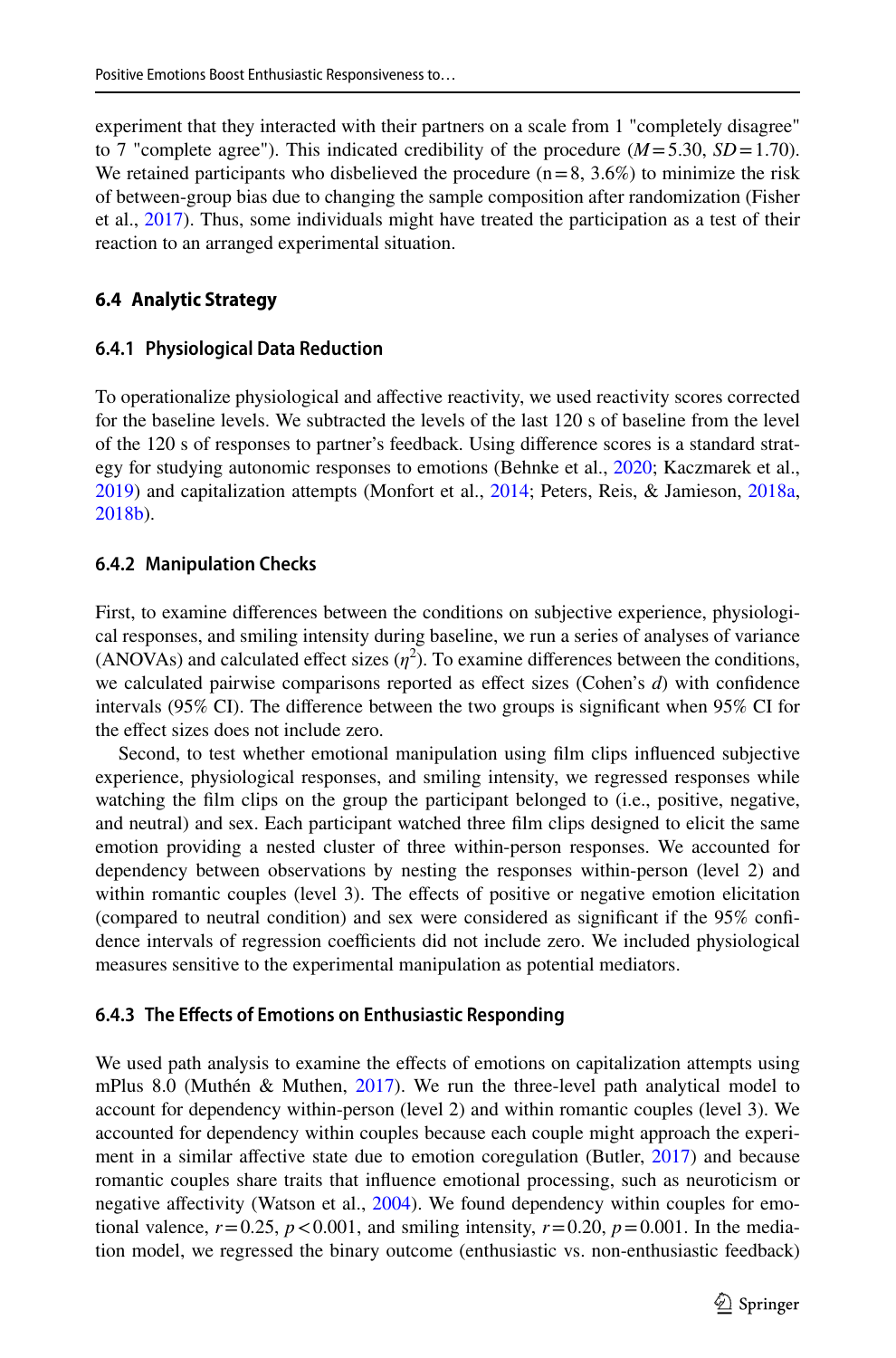experiment that they interacted with their partners on a scale from 1 "completely disagree" to 7 "complete agree"). This indicated credibility of the procedure ($M = 5.30$, $SD = 1.70$). We retained participants who disbelieved the procedure ($n = 8$, 3.6%) to minimize the risk of between-group bias due to changing the sample composition after randomization (Fisher et al., 2017). Thus, some individuals might have treated the participation as a test of their reaction to an arranged experimental situation.

## 6.4 Analytic Strategy

### 6.4.1 Physiological Data Reduction

To operationalize physiological and affective reactivity, we used reactivity scores corrected for the baseline levels. We subtracted the levels of the last 120 s of baseline from the level of the 120 s of responses to partner's feedback. Using difference scores is a standard strategy for studying autonomic responses to emotions (Behnke et al., 2020; Kaczmarek et al., 2019) and capitalization attempts (Monfort et al., 2014; Peters, Reis, & Jamieson, 2018a, 2018b).

### 6.4.2 Manipulation Checks

First, to examine differences between the conditions on subjective experience, physiological responses, and smiling intensity during baseline, we run a series of analyses of variance (ANOVAs) and calculated effect sizes ($\eta^2$). To examine differences between the conditions, we calculated pairwise comparisons reported as effect sizes (Cohen's $d$) with confidence intervals (95% CI). The difference between the two groups is significant when 95% CI for the effect sizes does not include zero.

Second, to test whether emotional manipulation using film clips influenced subjective experience, physiological responses, and smiling intensity, we regressed responses while watching the film clips on the group the participant belonged to (i.e., positive, negative, and neutral) and sex. Each participant watched three film clips designed to elicit the same emotion providing a nested cluster of three within-person responses. We accounted for dependency between observations by nesting the responses within-person (level 2) and within romantic couples (level 3). The effects of positive or negative emotion elicitation (compared to neutral condition) and sex were considered as significant if the 95% confidence intervals of regression coefficients did not include zero. We included physiological measures sensitive to the experimental manipulation as potential mediators.

### 6.4.3 The Effects of Emotions on Enthusiastic Responding

We used path analysis to examine the effects of emotions on capitalization attempts using mPlus 8.0 (Muthén & Muthen, 2017). We run the three-level path analytical model to account for dependency within-person (level 2) and within romantic couples (level 3). We accounted for dependency within couples because each couple might approach the experiment in a similar affective state due to emotion coregulation (Butler, 2017) and because romantic couples share traits that influence emotional processing, such as neuroticism or negative affectivity (Watson et al., 2004). We found dependency within couples for emotional valence, $r = 0.25$, $p < 0.001$, and smiling intensity, $r = 0.20$, $p = 0.001$. In the mediation model, we regressed the binary outcome (enthusiastic vs. non-enthusiastic feedback)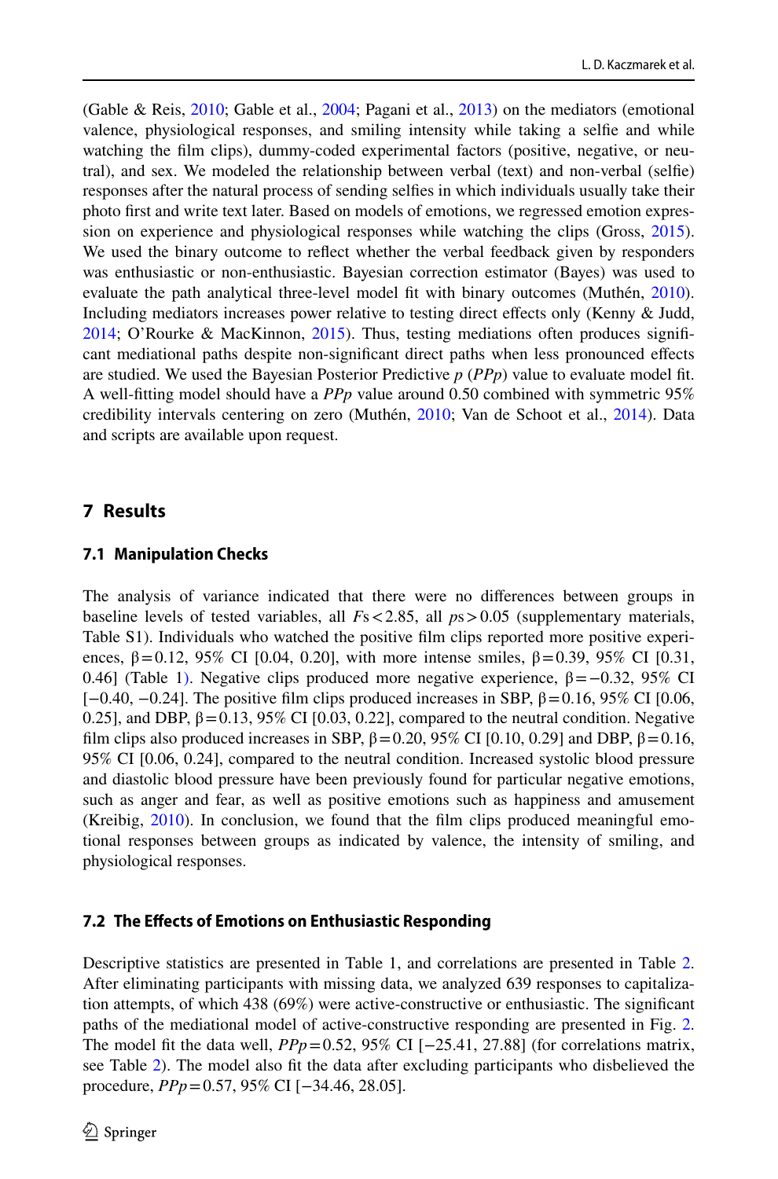(Gable & Reis, 2010; Gable et al., 2004; Pagani et al., 2013) on the mediators (emotional valence, physiological responses, and smiling intensity while taking a selfie and while watching the film clips), dummy-coded experimental factors (positive, negative, or neutral), and sex. We modeled the relationship between verbal (text) and non-verbal (selfie) responses after the natural process of sending selfies in which individuals usually take their photo first and write text later. Based on models of emotions, we regressed emotion expression on experience and physiological responses while watching the clips (Gross, 2015). We used the binary outcome to reflect whether the verbal feedback given by responders was enthusiastic or non-enthusiastic. Bayesian correction estimator (Bayes) was used to evaluate the path analytical three-level model fit with binary outcomes (Muthén, 2010). Including mediators increases power relative to testing direct effects only (Kenny & Judd, 2014; O'Rourke & MacKinnon, 2015). Thus, testing mediations often produces significant mediational paths despite non-significant direct paths when less pronounced effects are studied. We used the Bayesian Posterior Predictive *p* (*PPp*) value to evaluate model fit. A well-fitting model should have a *PPp* value around 0.50 combined with symmetric 95% credibility intervals centering on zero (Muthén, 2010; Van de Schoot et al., 2014). Data and scripts are available upon request.

## 7 Results

### 7.1 Manipulation Checks

The analysis of variance indicated that there were no differences between groups in baseline levels of tested variables, all $F\text{s} < 2.85$, all $p\text{s} > 0.05$ (supplementary materials, Table S1). Individuals who watched the positive film clips reported more positive experiences, $\beta = 0.12$, 95% CI [0.04, 0.20], with more intense smiles, $\beta = 0.39$, 95% CI [0.31, 0.46] (Table 1). Negative clips produced more negative experience, $\beta = -0.32$, 95% CI [−0.40, −0.24]. The positive film clips produced increases in SBP, $\beta = 0.16$, 95% CI [0.06, 0.25], and DBP, $\beta = 0.13$, 95% CI [0.03, 0.22], compared to the neutral condition. Negative film clips also produced increases in SBP, $\beta = 0.20$, 95% CI [0.10, 0.29] and DBP, $\beta = 0.16$, 95% CI [0.06, 0.24], compared to the neutral condition. Increased systolic blood pressure and diastolic blood pressure have been previously found for particular negative emotions, such as anger and fear, as well as positive emotions such as happiness and amusement (Kreibig, 2010). In conclusion, we found that the film clips produced meaningful emotional responses between groups as indicated by valence, the intensity of smiling, and physiological responses.

### 7.2 The Effects of Emotions on Enthusiastic Responding

Descriptive statistics are presented in Table 1, and correlations are presented in Table 2. After eliminating participants with missing data, we analyzed 639 responses to capitalization attempts, of which 438 (69%) were active-constructive or enthusiastic. The significant paths of the mediational model of active-constructive responding are presented in Fig. 2. The model fit the data well, $PPp = 0.52$, 95% CI [−25.41, 27.88] (for correlations matrix, see Table 2). The model also fit the data after excluding participants who disbelieved the procedure, $PPp = 0.57$, 95% CI [−34.46, 28.05].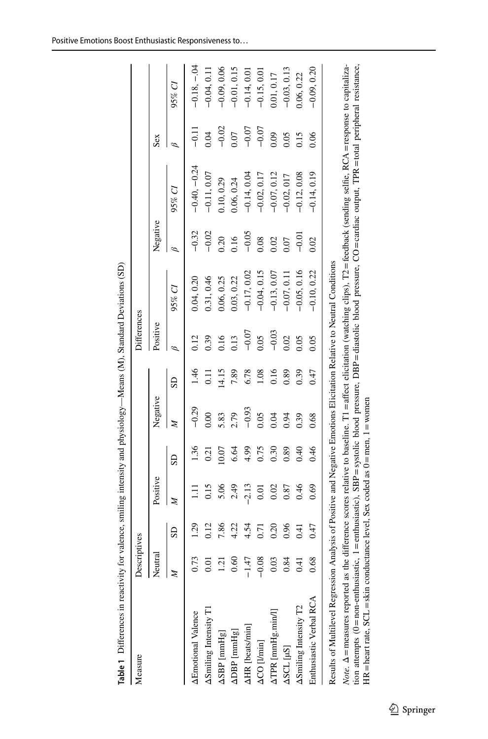**Table 1** Differences in reactivity for valence, smiling intensity and physiology—Means (M), Standard Deviations (SD)

| Measure | Descriptives | | | | | | Differences | | | | | |
|---|---|---|---|---|---|---|---|---|---|---|---|---|
| | Neutral | | Positive | | Negative | | Positive | | Negative | | Sex | |
| | *M* | SD | *M* | SD | *M* | SD | *β* | *95% CI* | *β* | *95% CI* | *β* | *95% CI* |
| ΔEmotional Valence | 0.73 | 1.29 | 1.11 | 1.36 | −0.29 | 1.46 | 0.12 | 0.04, 0.20 | −0.32 | −0.40, −0.24 | −0.11 | −0.18, −.04 |
| ΔSmiling Intensity T1 | 0.01 | 0.12 | 0.15 | 0.21 | 0.00 | 0.11 | 0.39 | 0.31, 0.46 | −0.02 | −0.11, 0.07 | 0.04 | −0.04, 0.11 |
| ΔSBP [mmHg] | 1.21 | 7.86 | 5.06 | 10.07 | 5.83 | 14.15 | 0.16 | 0.06, 0.25 | 0.20 | 0.10, 0.29 | −0.02 | −0.09, 0.06 |
| ΔDBP [mmHg] | 0.60 | 4.22 | 2.49 | 6.64 | 2.79 | 7.89 | 0.13 | 0.03, 0.22 | 0.16 | 0.06, 0.24 | 0.07 | −0.01, 0.15 |
| ΔHR [beats/min] | −1.47 | 4.54 | −2.13 | 4.99 | −0.93 | 6.78 | −0.07 | −0.17, 0.02 | −0.05 | −0.14, 0.04 | −0.07 | −0.14, 0.01 |
| ΔCO [l/min] | −0.08 | 0.71 | 0.01 | 0.75 | 0.05 | 1.08 | 0.05 | −0.04, 0.15 | 0.08 | −0.02, 0.17 | −0.07 | −0.15, 0.01 |
| ΔTPR [mmHg,min/l] | 0.03 | 0.20 | 0.02 | 0.30 | 0.04 | 0.16 | −0.03 | −0.13, 0.07 | 0.02 | −0.07, 0.12 | 0.09 | 0.01, 0.17 |
| ΔSCL [µS] | 0.84 | 0.96 | 0.87 | 0.89 | 0.94 | 0.89 | 0.02 | −0.07, 0.11 | 0.07 | −0.02, 017 | 0.05 | −0.03, 0.13 |
| ΔSmiling Intensity T2 | 0.41 | 0.41 | 0.46 | 0.40 | 0.39 | 0.39 | 0.05 | −0.05, 0.16 | −0.01 | −0.12, 0.08 | 0.15 | 0.06, 0.22 |
| Enthusiastic Verbal RCA | 0.68 | 0.47 | 0.69 | 0.46 | 0.68 | 0.47 | 0.05 | −0.10, 0.22 | 0.02 | −0.14, 0.19 | 0.06 | −0.09, 0.20 |

Results of Multilevel Regression Analysis of Positive and Negative Emotions Elicitation Relative to Neutral Conditions

*Note.* Δ = measures reported as the difference scores relative to baseline. T1 = affect elicitation (watching clips), T2 = feedback (sending selfie, RCA = response to capitalization attempts (0 = non-enthusiastic, 1 = enthusiastic), SBP = systolic blood pressure, DBP = diastolic blood pressure, CO = cardiac output, TPR = total peripheral resistance, HR = heart rate, SCL = skin conductance level, Sex coded as 0 = men, 1 = women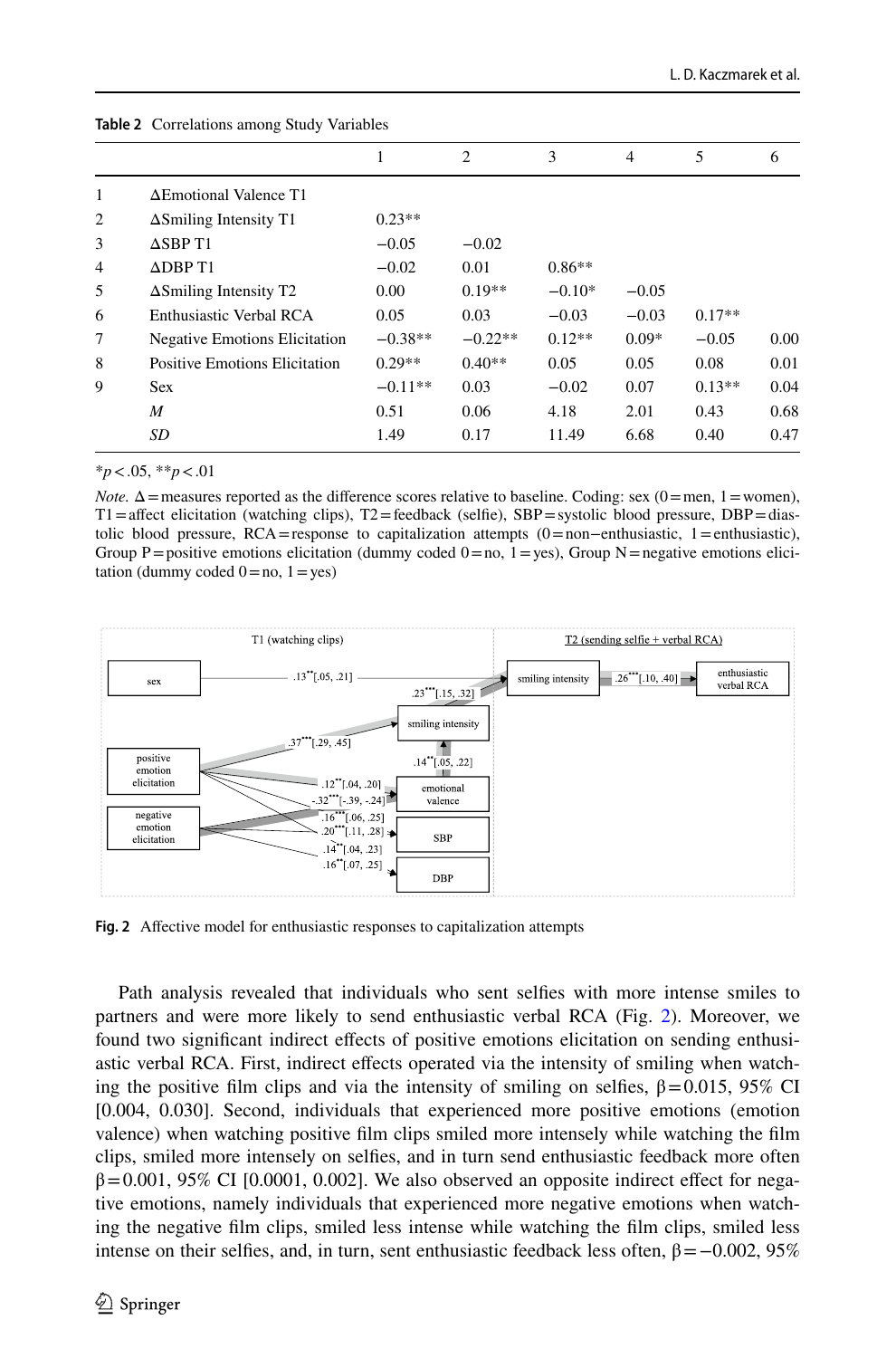**Table 2** Correlations among Study Variables

| | | 1 | 2 | 3 | 4 | 5 | 6 |
|---|---|---|---|---|---|---|---|
| 1 | ΔEmotional Valence T1 | | | | | | |
| 2 | ΔSmiling Intensity T1 | 0.23** | | | | | |
| 3 | ΔSBP T1 | −0.05 | −0.02 | | | | |
| 4 | ΔDBP T1 | −0.02 | 0.01 | 0.86** | | | |
| 5 | ΔSmiling Intensity T2 | 0.00 | 0.19** | −0.10* | −0.05 | | |
| 6 | Enthusiastic Verbal RCA | 0.05 | 0.03 | −0.03 | −0.03 | 0.17** | |
| 7 | Negative Emotions Elicitation | −0.38** | −0.22** | 0.12** | 0.09* | −0.05 | 0.00 |
| 8 | Positive Emotions Elicitation | 0.29** | 0.40** | 0.05 | 0.05 | 0.08 | 0.01 |
| 9 | Sex | −0.11** | 0.03 | −0.02 | 0.07 | 0.13** | 0.04 |
| | *M* | 0.51 | 0.06 | 4.18 | 2.01 | 0.43 | 0.68 |
| | *SD* | 1.49 | 0.17 | 11.49 | 6.68 | 0.40 | 0.47 |

*$p < .05$, **$p < .01$

*Note.* Δ = measures reported as the difference scores relative to baseline. Coding: sex (0 = men, 1 = women), T1 = affect elicitation (watching clips), T2 = feedback (selfie), SBP = systolic blood pressure, DBP = diastolic blood pressure, RCA = response to capitalization attempts (0 = non−enthusiastic, 1 = enthusiastic), Group P = positive emotions elicitation (dummy coded 0 = no, 1 = yes), Group N = negative emotions elicitation (dummy coded 0 = no, 1 = yes)

**Fig. 2** Affective model for enthusiastic responses to capitalization attempts

Path analysis revealed that individuals who sent selfies with more intense smiles to partners and were more likely to send enthusiastic verbal RCA (Fig. 2). Moreover, we found two significant indirect effects of positive emotions elicitation on sending enthusiastic verbal RCA. First, indirect effects operated via the intensity of smiling when watching the positive film clips and via the intensity of smiling on selfies, β = 0.015, 95% CI [0.004, 0.030]. Second, individuals that experienced more positive emotions (emotion valence) when watching positive film clips smiled more intensely while watching the film clips, smiled more intensely on selfies, and in turn send enthusiastic feedback more often β = 0.001, 95% CI [0.0001, 0.002]. We also observed an opposite indirect effect for negative emotions, namely individuals that experienced more negative emotions when watching the negative film clips, smiled less intense while watching the film clips, smiled less intense on their selfies, and, in turn, sent enthusiastic feedback less often, β = −0.002, 95%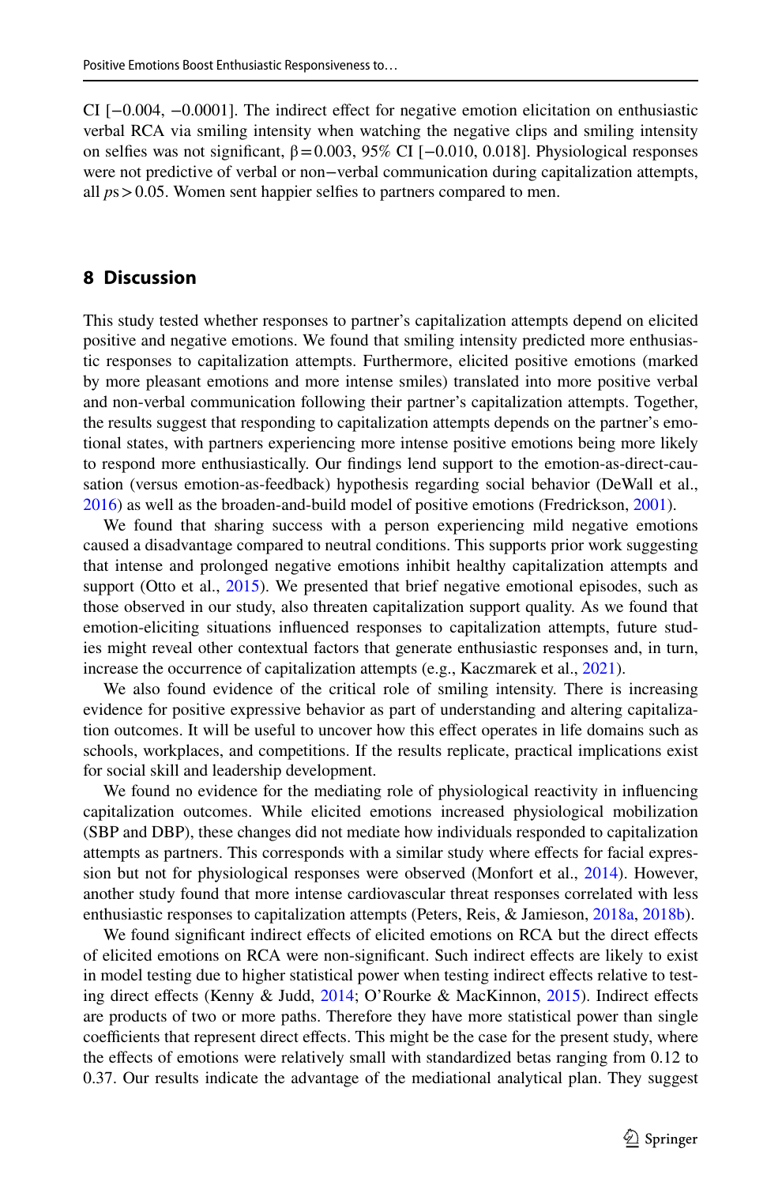CI [−0.004, −0.0001]. The indirect effect for negative emotion elicitation on enthusiastic verbal RCA via smiling intensity when watching the negative clips and smiling intensity on selfies was not significant, $\beta = 0.003$, 95% CI [−0.010, 0.018]. Physiological responses were not predictive of verbal or non−verbal communication during capitalization attempts, all $ps > 0.05$. Women sent happier selfies to partners compared to men.

## 8 Discussion

This study tested whether responses to partner's capitalization attempts depend on elicited positive and negative emotions. We found that smiling intensity predicted more enthusiastic responses to capitalization attempts. Furthermore, elicited positive emotions (marked by more pleasant emotions and more intense smiles) translated into more positive verbal and non-verbal communication following their partner's capitalization attempts. Together, the results suggest that responding to capitalization attempts depends on the partner's emotional states, with partners experiencing more intense positive emotions being more likely to respond more enthusiastically. Our findings lend support to the emotion-as-direct-causation (versus emotion-as-feedback) hypothesis regarding social behavior (DeWall et al., 2016) as well as the broaden-and-build model of positive emotions (Fredrickson, 2001).

We found that sharing success with a person experiencing mild negative emotions caused a disadvantage compared to neutral conditions. This supports prior work suggesting that intense and prolonged negative emotions inhibit healthy capitalization attempts and support (Otto et al., 2015). We presented that brief negative emotional episodes, such as those observed in our study, also threaten capitalization support quality. As we found that emotion-eliciting situations influenced responses to capitalization attempts, future studies might reveal other contextual factors that generate enthusiastic responses and, in turn, increase the occurrence of capitalization attempts (e.g., Kaczmarek et al., 2021).

We also found evidence of the critical role of smiling intensity. There is increasing evidence for positive expressive behavior as part of understanding and altering capitalization outcomes. It will be useful to uncover how this effect operates in life domains such as schools, workplaces, and competitions. If the results replicate, practical implications exist for social skill and leadership development.

We found no evidence for the mediating role of physiological reactivity in influencing capitalization outcomes. While elicited emotions increased physiological mobilization (SBP and DBP), these changes did not mediate how individuals responded to capitalization attempts as partners. This corresponds with a similar study where effects for facial expression but not for physiological responses were observed (Monfort et al., 2014). However, another study found that more intense cardiovascular threat responses correlated with less enthusiastic responses to capitalization attempts (Peters, Reis, & Jamieson, 2018a, 2018b).

We found significant indirect effects of elicited emotions on RCA but the direct effects of elicited emotions on RCA were non-significant. Such indirect effects are likely to exist in model testing due to higher statistical power when testing indirect effects relative to testing direct effects (Kenny & Judd, 2014; O'Rourke & MacKinnon, 2015). Indirect effects are products of two or more paths. Therefore they have more statistical power than single coefficients that represent direct effects. This might be the case for the present study, where the effects of emotions were relatively small with standardized betas ranging from 0.12 to 0.37. Our results indicate the advantage of the mediational analytical plan. They suggest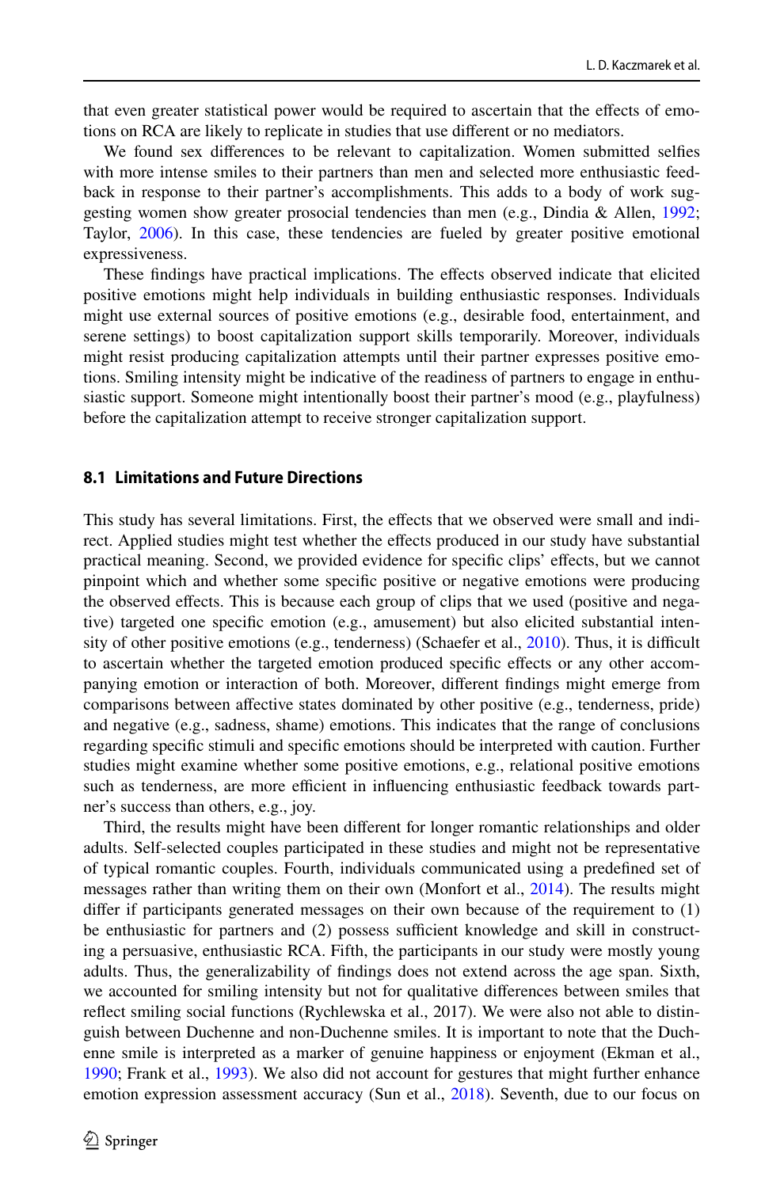that even greater statistical power would be required to ascertain that the effects of emotions on RCA are likely to replicate in studies that use different or no mediators.

We found sex differences to be relevant to capitalization. Women submitted selfies with more intense smiles to their partners than men and selected more enthusiastic feedback in response to their partner's accomplishments. This adds to a body of work suggesting women show greater prosocial tendencies than men (e.g., Dindia & Allen, 1992; Taylor, 2006). In this case, these tendencies are fueled by greater positive emotional expressiveness.

These findings have practical implications. The effects observed indicate that elicited positive emotions might help individuals in building enthusiastic responses. Individuals might use external sources of positive emotions (e.g., desirable food, entertainment, and serene settings) to boost capitalization support skills temporarily. Moreover, individuals might resist producing capitalization attempts until their partner expresses positive emotions. Smiling intensity might be indicative of the readiness of partners to engage in enthusiastic support. Someone might intentionally boost their partner's mood (e.g., playfulness) before the capitalization attempt to receive stronger capitalization support.

### 8.1 Limitations and Future Directions

This study has several limitations. First, the effects that we observed were small and indirect. Applied studies might test whether the effects produced in our study have substantial practical meaning. Second, we provided evidence for specific clips' effects, but we cannot pinpoint which and whether some specific positive or negative emotions were producing the observed effects. This is because each group of clips that we used (positive and negative) targeted one specific emotion (e.g., amusement) but also elicited substantial intensity of other positive emotions (e.g., tenderness) (Schaefer et al., 2010). Thus, it is difficult to ascertain whether the targeted emotion produced specific effects or any other accompanying emotion or interaction of both. Moreover, different findings might emerge from comparisons between affective states dominated by other positive (e.g., tenderness, pride) and negative (e.g., sadness, shame) emotions. This indicates that the range of conclusions regarding specific stimuli and specific emotions should be interpreted with caution. Further studies might examine whether some positive emotions, e.g., relational positive emotions such as tenderness, are more efficient in influencing enthusiastic feedback towards partner's success than others, e.g., joy.

Third, the results might have been different for longer romantic relationships and older adults. Self-selected couples participated in these studies and might not be representative of typical romantic couples. Fourth, individuals communicated using a predefined set of messages rather than writing them on their own (Monfort et al., 2014). The results might differ if participants generated messages on their own because of the requirement to (1) be enthusiastic for partners and (2) possess sufficient knowledge and skill in constructing a persuasive, enthusiastic RCA. Fifth, the participants in our study were mostly young adults. Thus, the generalizability of findings does not extend across the age span. Sixth, we accounted for smiling intensity but not for qualitative differences between smiles that reflect smiling social functions (Rychlewska et al., 2017). We were also not able to distinguish between Duchenne and non-Duchenne smiles. It is important to note that the Duchenne smile is interpreted as a marker of genuine happiness or enjoyment (Ekman et al., 1990; Frank et al., 1993). We also did not account for gestures that might further enhance emotion expression assessment accuracy (Sun et al., 2018). Seventh, due to our focus on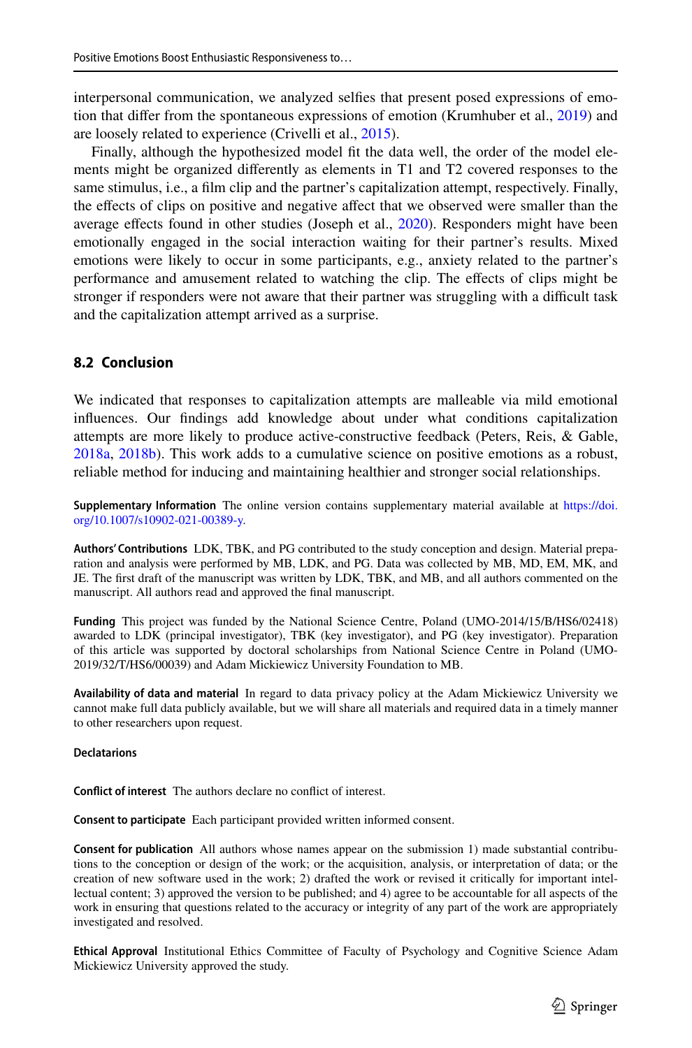interpersonal communication, we analyzed selfies that present posed expressions of emotion that differ from the spontaneous expressions of emotion (Krumhuber et al., 2019) and are loosely related to experience (Crivelli et al., 2015).

Finally, although the hypothesized model fit the data well, the order of the model elements might be organized differently as elements in T1 and T2 covered responses to the same stimulus, i.e., a film clip and the partner's capitalization attempt, respectively. Finally, the effects of clips on positive and negative affect that we observed were smaller than the average effects found in other studies (Joseph et al., 2020). Responders might have been emotionally engaged in the social interaction waiting for their partner's results. Mixed emotions were likely to occur in some participants, e.g., anxiety related to the partner's performance and amusement related to watching the clip. The effects of clips might be stronger if responders were not aware that their partner was struggling with a difficult task and the capitalization attempt arrived as a surprise.

### 8.2 Conclusion

We indicated that responses to capitalization attempts are malleable via mild emotional influences. Our findings add knowledge about under what conditions capitalization attempts are more likely to produce active-constructive feedback (Peters, Reis, & Gable, 2018a, 2018b). This work adds to a cumulative science on positive emotions as a robust, reliable method for inducing and maintaining healthier and stronger social relationships.

**Supplementary Information** The online version contains supplementary material available at https://doi.org/10.1007/s10902-021-00389-y.

**Authors' Contributions** LDK, TBK, and PG contributed to the study conception and design. Material preparation and analysis were performed by MB, LDK, and PG. Data was collected by MB, MD, EM, MK, and JE. The first draft of the manuscript was written by LDK, TBK, and MB, and all authors commented on the manuscript. All authors read and approved the final manuscript.

**Funding** This project was funded by the National Science Centre, Poland (UMO-2014/15/B/HS6/02418) awarded to LDK (principal investigator), TBK (key investigator), and PG (key investigator). Preparation of this article was supported by doctoral scholarships from National Science Centre in Poland (UMO-2019/32/T/HS6/00039) and Adam Mickiewicz University Foundation to MB.

**Availability of data and material** In regard to data privacy policy at the Adam Mickiewicz University we cannot make full data publicly available, but we will share all materials and required data in a timely manner to other researchers upon request.

**Declatarions**

**Conflict of interest** The authors declare no conflict of interest.

**Consent to participate** Each participant provided written informed consent.

**Consent for publication** All authors whose names appear on the submission 1) made substantial contributions to the conception or design of the work; or the acquisition, analysis, or interpretation of data; or the creation of new software used in the work; 2) drafted the work or revised it critically for important intellectual content; 3) approved the version to be published; and 4) agree to be accountable for all aspects of the work in ensuring that questions related to the accuracy or integrity of any part of the work are appropriately investigated and resolved.

**Ethical Approval** Institutional Ethics Committee of Faculty of Psychology and Cognitive Science Adam Mickiewicz University approved the study.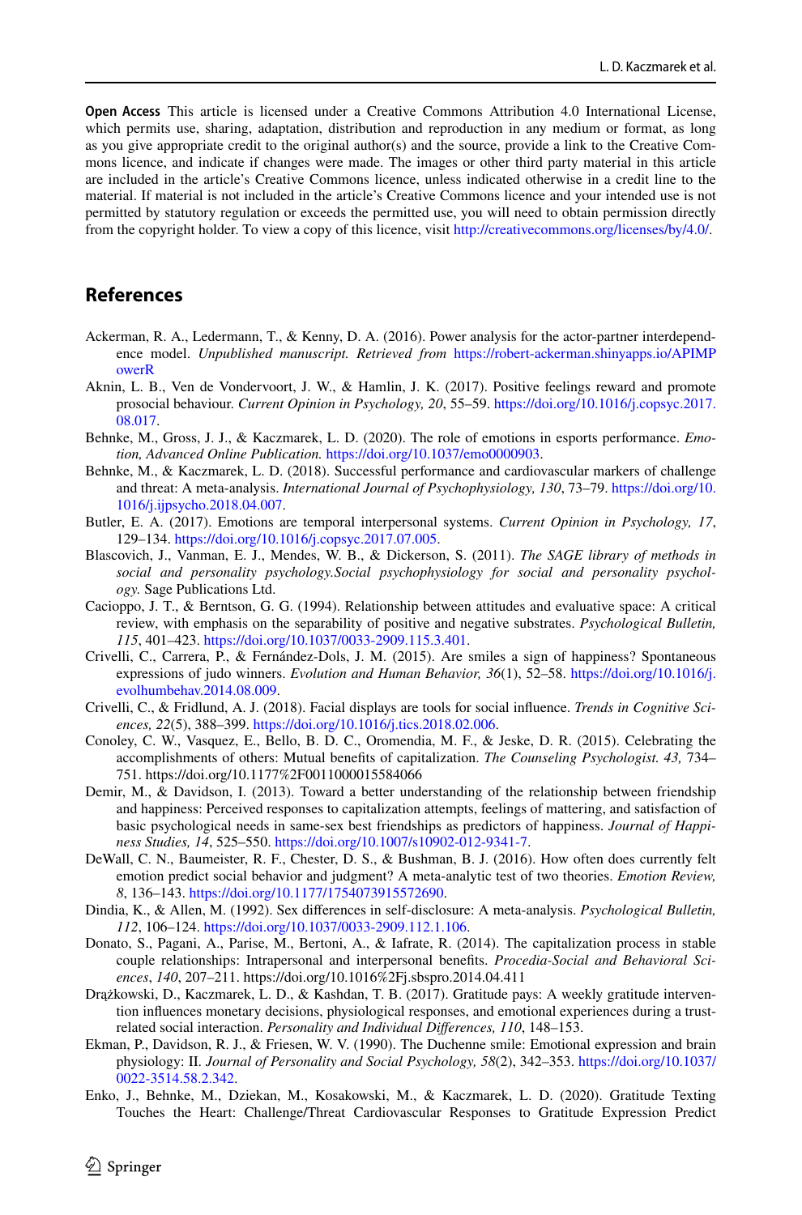**Open Access** This article is licensed under a Creative Commons Attribution 4.0 International License, which permits use, sharing, adaptation, distribution and reproduction in any medium or format, as long as you give appropriate credit to the original author(s) and the source, provide a link to the Creative Commons licence, and indicate if changes were made. The images or other third party material in this article are included in the article's Creative Commons licence, unless indicated otherwise in a credit line to the material. If material is not included in the article's Creative Commons licence and your intended use is not permitted by statutory regulation or exceeds the permitted use, you will need to obtain permission directly from the copyright holder. To view a copy of this licence, visit http://creativecommons.org/licenses/by/4.0/.

## References

Ackerman, R. A., Ledermann, T., & Kenny, D. A. (2016). Power analysis for the actor-partner interdependence model. *Unpublished manuscript. Retrieved from* https://robert-ackerman.shinyapps.io/APIMPowerR

Aknin, L. B., Ven de Vondervoort, J. W., & Hamlin, J. K. (2017). Positive feelings reward and promote prosocial behaviour. *Current Opinion in Psychology, 20*, 55–59. https://doi.org/10.1016/j.copsyc.2017.08.017.

Behnke, M., Gross, J. J., & Kaczmarek, L. D. (2020). The role of emotions in esports performance. *Emotion, Advanced Online Publication.* https://doi.org/10.1037/emo0000903.

Behnke, M., & Kaczmarek, L. D. (2018). Successful performance and cardiovascular markers of challenge and threat: A meta-analysis. *International Journal of Psychophysiology, 130*, 73–79. https://doi.org/10.1016/j.ijpsycho.2018.04.007.

Butler, E. A. (2017). Emotions are temporal interpersonal systems. *Current Opinion in Psychology, 17*, 129–134. https://doi.org/10.1016/j.copsyc.2017.07.005.

Blascovich, J., Vanman, E. J., Mendes, W. B., & Dickerson, S. (2011). *The SAGE library of methods in social and personality psychology.Social psychophysiology for social and personality psychology.* Sage Publications Ltd.

Cacioppo, J. T., & Berntson, G. G. (1994). Relationship between attitudes and evaluative space: A critical review, with emphasis on the separability of positive and negative substrates. *Psychological Bulletin, 115*, 401–423. https://doi.org/10.1037/0033-2909.115.3.401.

Crivelli, C., Carrera, P., & Fernández-Dols, J. M. (2015). Are smiles a sign of happiness? Spontaneous expressions of judo winners. *Evolution and Human Behavior, 36*(1), 52–58. https://doi.org/10.1016/j.evolhumbehav.2014.08.009.

Crivelli, C., & Fridlund, A. J. (2018). Facial displays are tools for social influence. *Trends in Cognitive Sciences, 22*(5), 388–399. https://doi.org/10.1016/j.tics.2018.02.006.

Conoley, C. W., Vasquez, E., Bello, B. D. C., Oromendia, M. F., & Jeske, D. R. (2015). Celebrating the accomplishments of others: Mutual benefits of capitalization. *The Counseling Psychologist. 43,* 734–751. https://doi.org/10.1177%2F0011000015584066

Demir, M., & Davidson, I. (2013). Toward a better understanding of the relationship between friendship and happiness: Perceived responses to capitalization attempts, feelings of mattering, and satisfaction of basic psychological needs in same-sex best friendships as predictors of happiness. *Journal of Happiness Studies, 14*, 525–550. https://doi.org/10.1007/s10902-012-9341-7.

DeWall, C. N., Baumeister, R. F., Chester, D. S., & Bushman, B. J. (2016). How often does currently felt emotion predict social behavior and judgment? A meta-analytic test of two theories. *Emotion Review, 8*, 136–143. https://doi.org/10.1177/1754073915572690.

Dindia, K., & Allen, M. (1992). Sex differences in self-disclosure: A meta-analysis. *Psychological Bulletin, 112*, 106–124. https://doi.org/10.1037/0033-2909.112.1.106.

Donato, S., Pagani, A., Parise, M., Bertoni, A., & Iafrate, R. (2014). The capitalization process in stable couple relationships: Intrapersonal and interpersonal benefits. *Procedia-Social and Behavioral Sciences*, *140*, 207–211. https://doi.org/10.1016%2Fj.sbspro.2014.04.411

Drążkowski, D., Kaczmarek, L. D., & Kashdan, T. B. (2017). Gratitude pays: A weekly gratitude intervention influences monetary decisions, physiological responses, and emotional experiences during a trust-related social interaction. *Personality and Individual Differences, 110*, 148–153.

Ekman, P., Davidson, R. J., & Friesen, W. V. (1990). The Duchenne smile: Emotional expression and brain physiology: II. *Journal of Personality and Social Psychology, 58*(2), 342–353. https://doi.org/10.1037/0022-3514.58.2.342.

Enko, J., Behnke, M., Dziekan, M., Kosakowski, M., & Kaczmarek, L. D. (2020). Gratitude Texting Touches the Heart: Challenge/Threat Cardiovascular Responses to Gratitude Expression Predict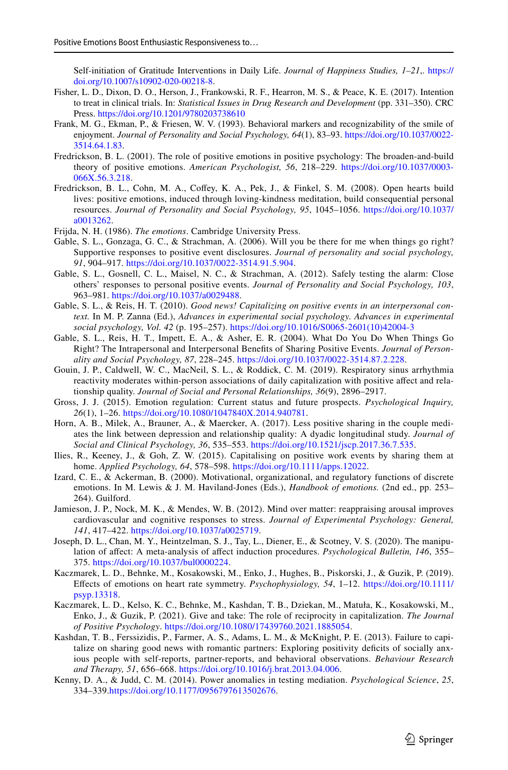Self-initiation of Gratitude Interventions in Daily Life. *Journal of Happiness Studies, 1–21*,. https://doi.org/10.1007/s10902-020-00218-8.

Fisher, L. D., Dixon, D. O., Herson, J., Frankowski, R. F., Hearron, M. S., & Peace, K. E. (2017). Intention to treat in clinical trials. In: *Statistical Issues in Drug Research and Development* (pp. 331–350). CRC Press. https://doi.org/10.1201/9780203738610

Frank, M. G., Ekman, P., & Friesen, W. V. (1993). Behavioral markers and recognizability of the smile of enjoyment. *Journal of Personality and Social Psychology, 64*(1), 83–93. https://doi.org/10.1037/0022-3514.64.1.83.

Fredrickson, B. L. (2001). The role of positive emotions in positive psychology: The broaden-and-build theory of positive emotions. *American Psychologist, 56*, 218–229. https://doi.org/10.1037/0003-066X.56.3.218.

Fredrickson, B. L., Cohn, M. A., Coffey, K. A., Pek, J., & Finkel, S. M. (2008). Open hearts build lives: positive emotions, induced through loving-kindness meditation, build consequential personal resources. *Journal of Personality and Social Psychology, 95*, 1045–1056. https://doi.org/10.1037/a0013262.

Frijda, N. H. (1986). *The emotions*. Cambridge University Press.

Gable, S. L., Gonzaga, G. C., & Strachman, A. (2006). Will you be there for me when things go right? Supportive responses to positive event disclosures. *Journal of personality and social psychology, 91*, 904–917. https://doi.org/10.1037/0022-3514.91.5.904.

Gable, S. L., Gosnell, C. L., Maisel, N. C., & Strachman, A. (2012). Safely testing the alarm: Close others' responses to personal positive events. *Journal of Personality and Social Psychology, 103*, 963–981. https://doi.org/10.1037/a0029488.

Gable, S. L., & Reis, H. T. (2010). *Good news! Capitalizing on positive events in an interpersonal context.* In M. P. Zanna (Ed.), *Advances in experimental social psychology. Advances in experimental social psychology, Vol. 42* (p. 195–257). https://doi.org/10.1016/S0065-2601(10)42004-3

Gable, S. L., Reis, H. T., Impett, E. A., & Asher, E. R. (2004). What Do You Do When Things Go Right? The Intrapersonal and Interpersonal Benefits of Sharing Positive Events. *Journal of Personality and Social Psychology, 87*, 228–245. https://doi.org/10.1037/0022-3514.87.2.228.

Gouin, J. P., Caldwell, W. C., MacNeil, S. L., & Roddick, C. M. (2019). Respiratory sinus arrhythmia reactivity moderates within-person associations of daily capitalization with positive affect and relationship quality. *Journal of Social and Personal Relationships, 36*(9), 2896–2917.

Gross, J. J. (2015). Emotion regulation: Current status and future prospects. *Psychological Inquiry, 26*(1), 1–26. https://doi.org/10.1080/1047840X.2014.940781.

Horn, A. B., Milek, A., Brauner, A., & Maercker, A. (2017). Less positive sharing in the couple mediates the link between depression and relationship quality: A dyadic longitudinal study. *Journal of Social and Clinical Psychology, 36*, 535–553. https://doi.org/10.1521/jscp.2017.36.7.535.

Ilies, R., Keeney, J., & Goh, Z. W. (2015). Capitalising on positive work events by sharing them at home. *Applied Psychology, 64*, 578–598. https://doi.org/10.1111/apps.12022.

Izard, C. E., & Ackerman, B. (2000). Motivational, organizational, and regulatory functions of discrete emotions. In M. Lewis & J. M. Haviland-Jones (Eds.), *Handbook of emotions.* (2nd ed., pp. 253–264). Guilford.

Jamieson, J. P., Nock, M. K., & Mendes, W. B. (2012). Mind over matter: reappraising arousal improves cardiovascular and cognitive responses to stress. *Journal of Experimental Psychology: General, 141*, 417–422. https://doi.org/10.1037/a0025719.

Joseph, D. L., Chan, M. Y., Heintzelman, S. J., Tay, L., Diener, E., & Scotney, V. S. (2020). The manipulation of affect: A meta-analysis of affect induction procedures. *Psychological Bulletin, 146*, 355–375. https://doi.org/10.1037/bul0000224.

Kaczmarek, L. D., Behnke, M., Kosakowski, M., Enko, J., Hughes, B., Piskorski, J., & Guzik, P. (2019). Effects of emotions on heart rate symmetry. *Psychophysiology, 54*, 1–12. https://doi.org/10.1111/psyp.13318.

Kaczmarek, L. D., Kelso, K. C., Behnke, M., Kashdan, T. B., Dziekan, M., Matuła, K., Kosakowski, M., Enko, J., & Guzik, P. (2021). Give and take: The role of reciprocity in capitalization. *The Journal of Positive Psychology*. https://doi.org/10.1080/17439760.2021.1885054.

Kashdan, T. B., Ferssizidis, P., Farmer, A. S., Adams, L. M., & McKnight, P. E. (2013). Failure to capitalize on sharing good news with romantic partners: Exploring positivity deficits of socially anxious people with self-reports, partner-reports, and behavioral observations. *Behaviour Research and Therapy, 51*, 656–668. https://doi.org/10.1016/j.brat.2013.04.006.

Kenny, D. A., & Judd, C. M. (2014). Power anomalies in testing mediation. *Psychological Science*, *25*, 334–339.https://doi.org/10.1177/0956797613502676.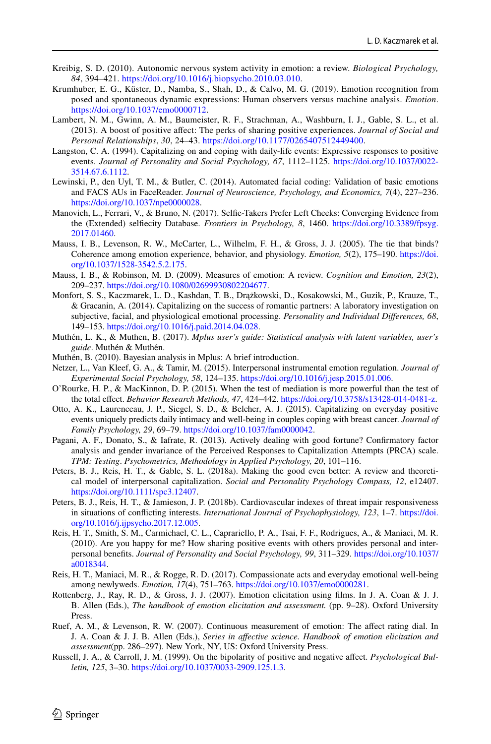Kreibig, S. D. (2010). Autonomic nervous system activity in emotion: a review. *Biological Psychology, 84*, 394–421. https://doi.org/10.1016/j.biopsycho.2010.03.010.

Krumhuber, E. G., Küster, D., Namba, S., Shah, D., & Calvo, M. G. (2019). Emotion recognition from posed and spontaneous dynamic expressions: Human observers versus machine analysis. *Emotion*. https://doi.org/10.1037/emo0000712.

Lambert, N. M., Gwinn, A. M., Baumeister, R. F., Strachman, A., Washburn, I. J., Gable, S. L., et al. (2013). A boost of positive affect: The perks of sharing positive experiences. *Journal of Social and Personal Relationships*, *30*, 24–43. https://doi.org/10.1177/0265407512449400.

Langston, C. A. (1994). Capitalizing on and coping with daily-life events: Expressive responses to positive events. *Journal of Personality and Social Psychology, 67*, 1112–1125. https://doi.org/10.1037/0022-3514.67.6.1112.

Lewinski, P., den Uyl, T. M., & Butler, C. (2014). Automated facial coding: Validation of basic emotions and FACS AUs in FaceReader. *Journal of Neuroscience, Psychology, and Economics, 7*(4), 227–236. https://doi.org/10.1037/npe0000028.

Manovich, L., Ferrari, V., & Bruno, N. (2017). Selfie-Takers Prefer Left Cheeks: Converging Evidence from the (Extended) selfiecity Database. *Frontiers in Psychology, 8*, 1460. https://doi.org/10.3389/fpsyg.2017.01460.

Mauss, I. B., Levenson, R. W., McCarter, L., Wilhelm, F. H., & Gross, J. J. (2005). The tie that binds? Coherence among emotion experience, behavior, and physiology. *Emotion, 5*(2), 175–190. https://doi.org/10.1037/1528-3542.5.2.175.

Mauss, I. B., & Robinson, M. D. (2009). Measures of emotion: A review. *Cognition and Emotion, 23*(2), 209–237. https://doi.org/10.1080/02699930802204677.

Monfort, S. S., Kaczmarek, L. D., Kashdan, T. B., Drążkowski, D., Kosakowski, M., Guzik, P., Krauze, T., & Gracanin, A. (2014). Capitalizing on the success of romantic partners: A laboratory investigation on subjective, facial, and physiological emotional processing. *Personality and Individual Differences, 68*, 149–153. https://doi.org/10.1016/j.paid.2014.04.028.

Muthén, L. K., & Muthen, B. (2017). *Mplus user's guide: Statistical analysis with latent variables, user's guide*. Muthén & Muthén.

Muthén, B. (2010). Bayesian analysis in Mplus: A brief introduction.

Netzer, L., Van Kleef, G. A., & Tamir, M. (2015). Interpersonal instrumental emotion regulation. *Journal of Experimental Social Psychology, 58*, 124–135. https://doi.org/10.1016/j.jesp.2015.01.006.

O'Rourke, H. P., & MacKinnon, D. P. (2015). When the test of mediation is more powerful than the test of the total effect. *Behavior Research Methods, 47*, 424–442. https://doi.org/10.3758/s13428-014-0481-z.

Otto, A. K., Laurenceau, J. P., Siegel, S. D., & Belcher, A. J. (2015). Capitalizing on everyday positive events uniquely predicts daily intimacy and well-being in couples coping with breast cancer. *Journal of Family Psychology, 29*, 69–79. https://doi.org/10.1037/fam0000042.

Pagani, A. F., Donato, S., & Iafrate, R. (2013). Actively dealing with good fortune? Confirmatory factor analysis and gender invariance of the Perceived Responses to Capitalization Attempts (PRCA) scale. *TPM: Testing*. *Psychometrics, Methodology in Applied Psychology, 20*, 101–116.

Peters, B. J., Reis, H. T., & Gable, S. L. (2018a). Making the good even better: A review and theoretical model of interpersonal capitalization. *Social and Personality Psychology Compass, 12*, e12407. https://doi.org/10.1111/spc3.12407.

Peters, B. J., Reis, H. T., & Jamieson, J. P. (2018b). Cardiovascular indexes of threat impair responsiveness in situations of conflicting interests. *International Journal of Psychophysiology, 123*, 1–7. https://doi.org/10.1016/j.ijpsycho.2017.12.005.

Reis, H. T., Smith, S. M., Carmichael, C. L., Caprariello, P. A., Tsai, F. F., Rodrigues, A., & Maniaci, M. R. (2010). Are you happy for me? How sharing positive events with others provides personal and interpersonal benefits. *Journal of Personality and Social Psychology, 99*, 311–329. https://doi.org/10.1037/a0018344.

Reis, H. T., Maniaci, M. R., & Rogge, R. D. (2017). Compassionate acts and everyday emotional well-being among newlyweds. *Emotion, 17*(4), 751–763. https://doi.org/10.1037/emo0000281.

Rottenberg, J., Ray, R. D., & Gross, J. J. (2007). Emotion elicitation using films. In J. A. Coan & J. J. B. Allen (Eds.), *The handbook of emotion elicitation and assessment.* (pp. 9–28). Oxford University Press.

Ruef, A. M., & Levenson, R. W. (2007). Continuous measurement of emotion: The affect rating dial. In J. A. Coan & J. J. B. Allen (Eds.), *Series in affective science. Handbook of emotion elicitation and assessment*(pp. 286–297). New York, NY, US: Oxford University Press.

Russell, J. A., & Carroll, J. M. (1999). On the bipolarity of positive and negative affect. *Psychological Bulletin, 125*, 3–30. https://doi.org/10.1037/0033-2909.125.1.3.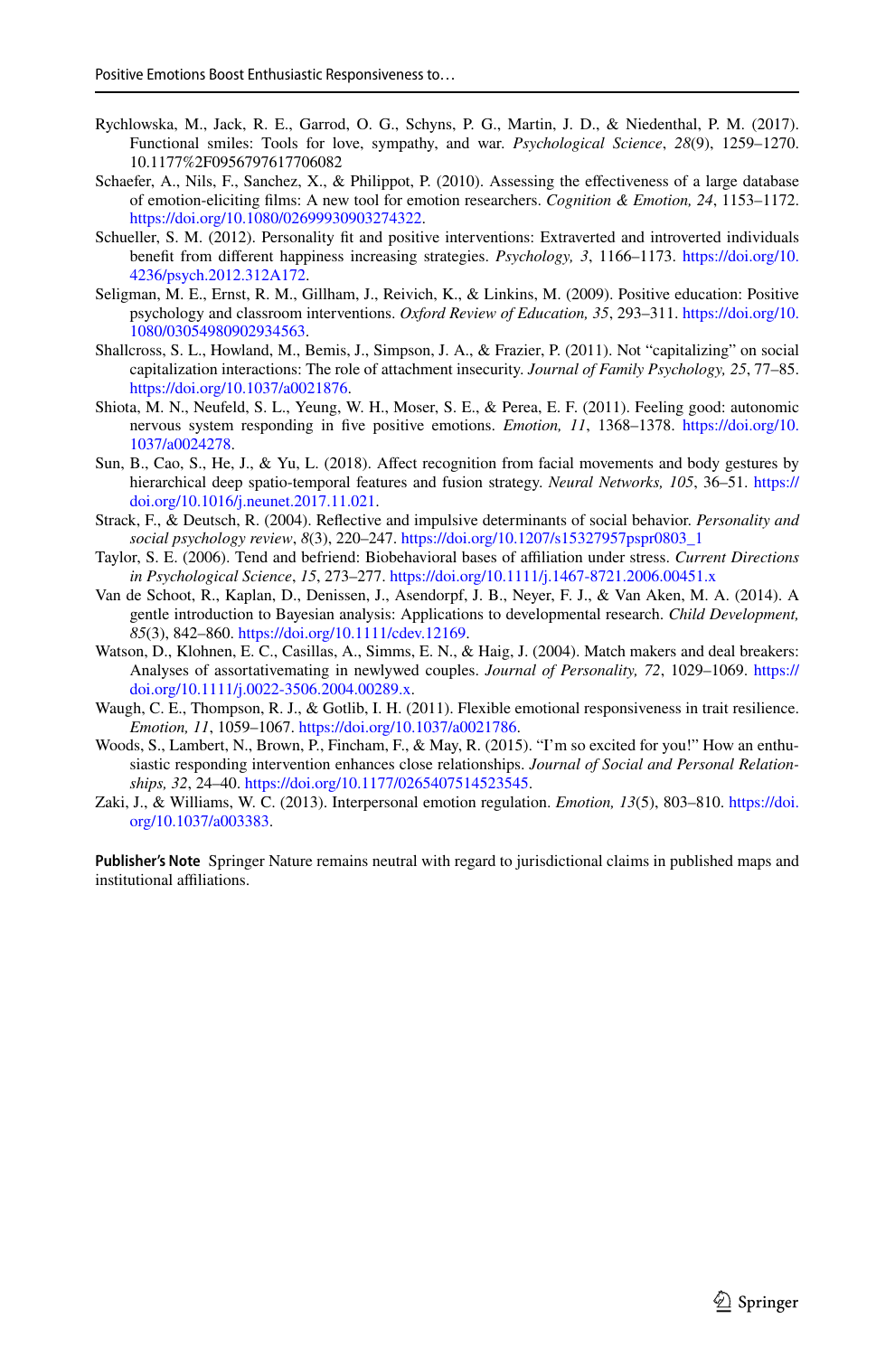Rychlowska, M., Jack, R. E., Garrod, O. G., Schyns, P. G., Martin, J. D., & Niedenthal, P. M. (2017). Functional smiles: Tools for love, sympathy, and war. *Psychological Science*, *28*(9), 1259–1270. 10.1177%2F0956797617706082

Schaefer, A., Nils, F., Sanchez, X., & Philippot, P. (2010). Assessing the effectiveness of a large database of emotion-eliciting films: A new tool for emotion researchers. *Cognition & Emotion, 24*, 1153–1172. https://doi.org/10.1080/02699930903274322.

Schueller, S. M. (2012). Personality fit and positive interventions: Extraverted and introverted individuals benefit from different happiness increasing strategies. *Psychology, 3*, 1166–1173. https://doi.org/10.4236/psych.2012.312A172.

Seligman, M. E., Ernst, R. M., Gillham, J., Reivich, K., & Linkins, M. (2009). Positive education: Positive psychology and classroom interventions. *Oxford Review of Education, 35*, 293–311. https://doi.org/10.1080/03054980902934563.

Shallcross, S. L., Howland, M., Bemis, J., Simpson, J. A., & Frazier, P. (2011). Not "capitalizing" on social capitalization interactions: The role of attachment insecurity. *Journal of Family Psychology, 25*, 77–85. https://doi.org/10.1037/a0021876.

Shiota, M. N., Neufeld, S. L., Yeung, W. H., Moser, S. E., & Perea, E. F. (2011). Feeling good: autonomic nervous system responding in five positive emotions. *Emotion, 11*, 1368–1378. https://doi.org/10.1037/a0024278.

Sun, B., Cao, S., He, J., & Yu, L. (2018). Affect recognition from facial movements and body gestures by hierarchical deep spatio-temporal features and fusion strategy. *Neural Networks, 105*, 36–51. https://doi.org/10.1016/j.neunet.2017.11.021.

Strack, F., & Deutsch, R. (2004). Reflective and impulsive determinants of social behavior. *Personality and social psychology review*, *8*(3), 220–247. https://doi.org/10.1207/s15327957pspr0803_1

Taylor, S. E. (2006). Tend and befriend: Biobehavioral bases of affiliation under stress. *Current Directions in Psychological Science*, *15*, 273–277. https://doi.org/10.1111/j.1467-8721.2006.00451.x

Van de Schoot, R., Kaplan, D., Denissen, J., Asendorpf, J. B., Neyer, F. J., & Van Aken, M. A. (2014). A gentle introduction to Bayesian analysis: Applications to developmental research. *Child Development, 85*(3), 842–860. https://doi.org/10.1111/cdev.12169.

Watson, D., Klohnen, E. C., Casillas, A., Simms, E. N., & Haig, J. (2004). Match makers and deal breakers: Analyses of assortativemating in newlywed couples. *Journal of Personality, 72*, 1029–1069. https://doi.org/10.1111/j.0022-3506.2004.00289.x.

Waugh, C. E., Thompson, R. J., & Gotlib, I. H. (2011). Flexible emotional responsiveness in trait resilience. *Emotion, 11*, 1059–1067. https://doi.org/10.1037/a0021786.

Woods, S., Lambert, N., Brown, P., Fincham, F., & May, R. (2015). "I'm so excited for you!" How an enthusiastic responding intervention enhances close relationships. *Journal of Social and Personal Relationships, 32*, 24–40. https://doi.org/10.1177/0265407514523545.

Zaki, J., & Williams, W. C. (2013). Interpersonal emotion regulation. *Emotion, 13*(5), 803–810. https://doi.org/10.1037/a003383.

**Publisher's Note** Springer Nature remains neutral with regard to jurisdictional claims in published maps and institutional affiliations.